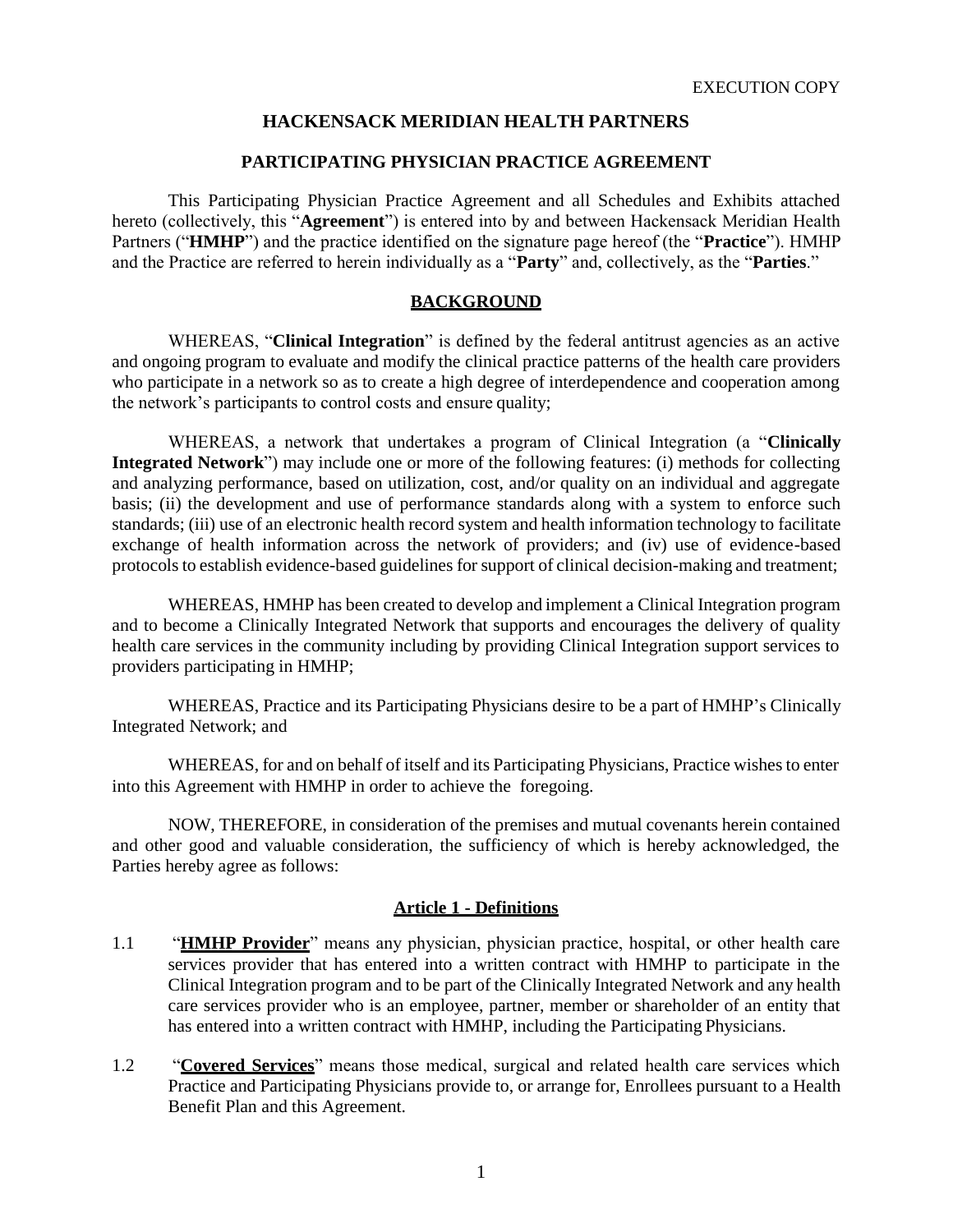EXECUTION COPY

# HACKENSACK MERIDIAN HEALTH PARTNERS

## PARTICIPATING PHYSICIAN PRACTICE AGREEMENT

This Participating Physician Practice Agreement and all Schedules and Exhibits attached hereto (collectively, this "**Agreement**") is entered into by and between Hackensack Meridian Health Partners ("**HMHP**") and the practice identified on the signature page hereof (the "**Practice**"). HMHP and the Practice are referred to herein individually as a "**Party**" and, collectively, as the "**Parties**."

## BACKGROUND

WHEREAS, "**Clinical Integration**" is defined by the federal antitrust agencies as an active and ongoing program to evaluate and modify the clinical practice patterns of the health care providers who participate in a network so as to create a high degree of interdependence and cooperation among the network's participants to control costs and ensure quality;

WHEREAS, a network that undertakes a program of Clinical Integration (a "**Clinically Integrated Network**") may include one or more of the following features: (i) methods for collecting and analyzing performance, based on utilization, cost, and/or quality on an individual and aggregate basis; (ii) the development and use of performance standards along with a system to enforce such standards; (iii) use of an electronic health record system and health information technology to facilitate exchange of health information across the network of providers; and (iv) use of evidence-based protocols to establish evidence-based guidelines for support of clinical decision-making and treatment;

WHEREAS, HMHP has been created to develop and implement a Clinical Integration program and to become a Clinically Integrated Network that supports and encourages the delivery of quality health care services in the community including by providing Clinical Integration support services to providers participating in HMHP;

WHEREAS, Practice and its Participating Physicians desire to be a part of HMHP's Clinically Integrated Network; and

WHEREAS, for and on behalf of itself and its Participating Physicians, Practice wishes to enter into this Agreement with HMHP in order to achieve the foregoing.

NOW, THEREFORE, in consideration of the premises and mutual covenants herein contained and other good and valuable consideration, the sufficiency of which is hereby acknowledged, the Parties hereby agree as follows:

## Article 1 - Definitions

1.1 "**HMHP Provider**" means any physician, physician practice, hospital, or other health care services provider that has entered into a written contract with HMHP to participate in the Clinical Integration program and to be part of the Clinically Integrated Network and any health care services provider who is an employee, partner, member or shareholder of an entity that has entered into a written contract with HMHP, including the Participating Physicians.

1.2 "**Covered Services**" means those medical, surgical and related health care services which Practice and Participating Physicians provide to, or arrange for, Enrollees pursuant to a Health Benefit Plan and this Agreement.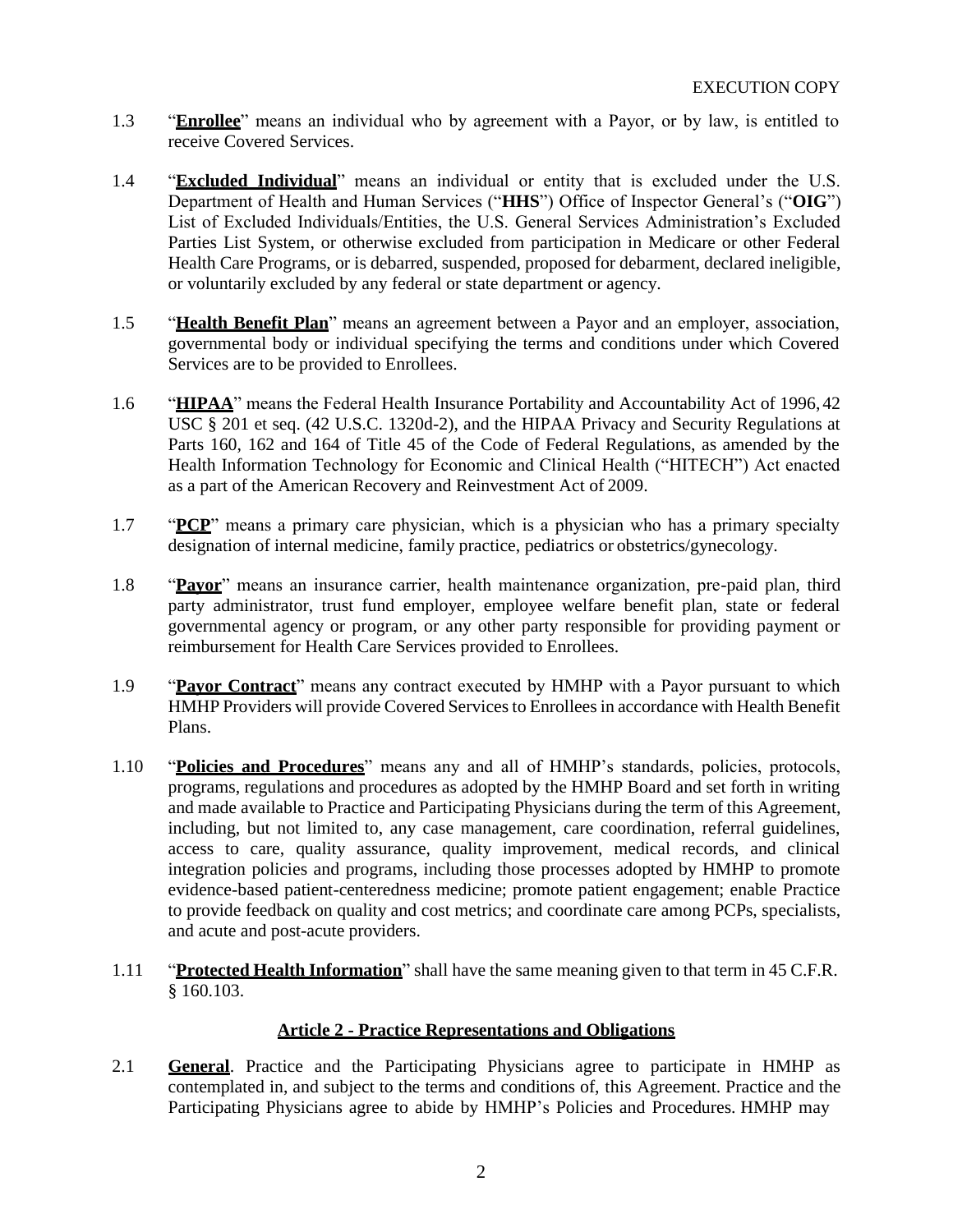1.3 "**Enrollee**" means an individual who by agreement with a Payor, or by law, is entitled to receive Covered Services.

1.4 "**Excluded Individual**" means an individual or entity that is excluded under the U.S. Department of Health and Human Services ("**HHS**") Office of Inspector General's ("**OIG**") List of Excluded Individuals/Entities, the U.S. General Services Administration's Excluded Parties List System, or otherwise excluded from participation in Medicare or other Federal Health Care Programs, or is debarred, suspended, proposed for debarment, declared ineligible, or voluntarily excluded by any federal or state department or agency.

1.5 "**Health Benefit Plan**" means an agreement between a Payor and an employer, association, governmental body or individual specifying the terms and conditions under which Covered Services are to be provided to Enrollees.

1.6 "**HIPAA**" means the Federal Health Insurance Portability and Accountability Act of 1996, 42 USC § 201 et seq. (42 U.S.C. 1320d-2), and the HIPAA Privacy and Security Regulations at Parts 160, 162 and 164 of Title 45 of the Code of Federal Regulations, as amended by the Health Information Technology for Economic and Clinical Health ("HITECH") Act enacted as a part of the American Recovery and Reinvestment Act of 2009.

1.7 "**PCP**" means a primary care physician, which is a physician who has a primary specialty designation of internal medicine, family practice, pediatrics or obstetrics/gynecology.

1.8 "**Payor**" means an insurance carrier, health maintenance organization, pre-paid plan, third party administrator, trust fund employer, employee welfare benefit plan, state or federal governmental agency or program, or any other party responsible for providing payment or reimbursement for Health Care Services provided to Enrollees.

1.9 "**Payor Contract**" means any contract executed by HMHP with a Payor pursuant to which HMHP Providers will provide Covered Services to Enrollees in accordance with Health Benefit Plans.

1.10 "**Policies and Procedures**" means any and all of HMHP's standards, policies, protocols, programs, regulations and procedures as adopted by the HMHP Board and set forth in writing and made available to Practice and Participating Physicians during the term of this Agreement, including, but not limited to, any case management, care coordination, referral guidelines, access to care, quality assurance, quality improvement, medical records, and clinical integration policies and programs, including those processes adopted by HMHP to promote evidence-based patient-centeredness medicine; promote patient engagement; enable Practice to provide feedback on quality and cost metrics; and coordinate care among PCPs, specialists, and acute and post-acute providers.

1.11 "**Protected Health Information**" shall have the same meaning given to that term in 45 C.F.R. § 160.103.

## Article 2 - Practice Representations and Obligations

2.1 **General**. Practice and the Participating Physicians agree to participate in HMHP as contemplated in, and subject to the terms and conditions of, this Agreement. Practice and the Participating Physicians agree to abide by HMHP's Policies and Procedures. HMHP may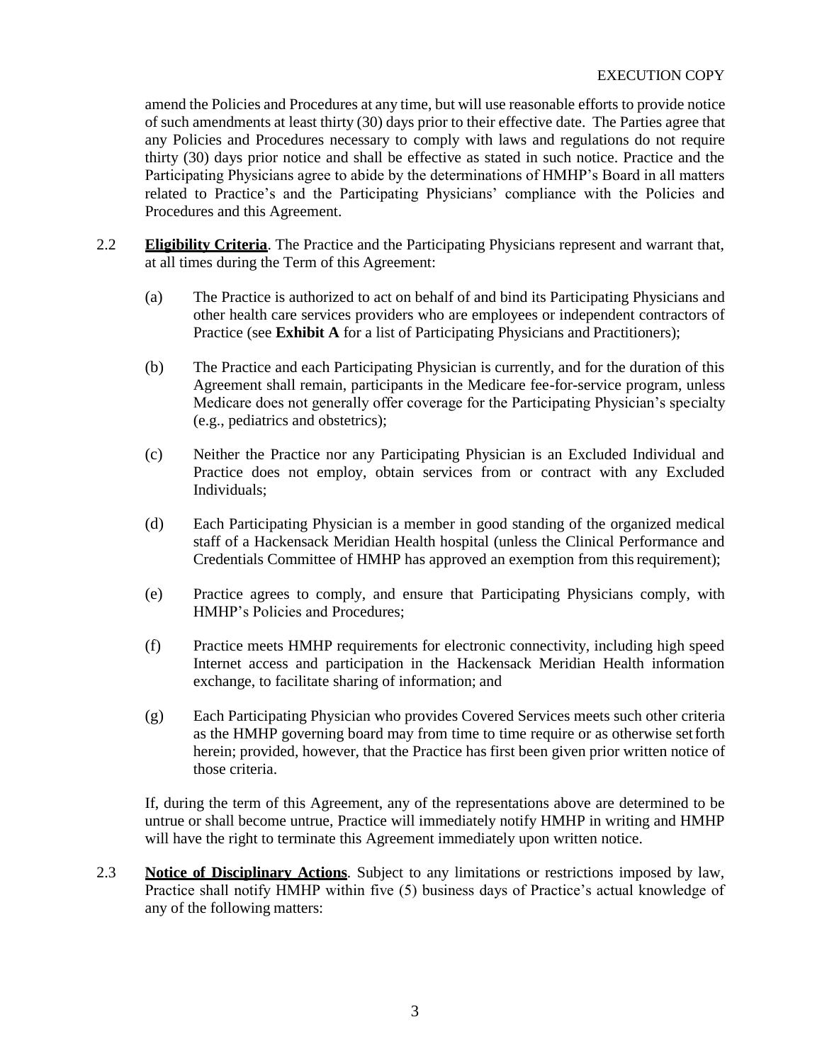amend the Policies and Procedures at any time, but will use reasonable efforts to provide notice of such amendments at least thirty (30) days prior to their effective date. The Parties agree that any Policies and Procedures necessary to comply with laws and regulations do not require thirty (30) days prior notice and shall be effective as stated in such notice. Practice and the Participating Physicians agree to abide by the determinations of HMHP's Board in all matters related to Practice's and the Participating Physicians' compliance with the Policies and Procedures and this Agreement.

2.2 **Eligibility Criteria**. The Practice and the Participating Physicians represent and warrant that, at all times during the Term of this Agreement:

(a) The Practice is authorized to act on behalf of and bind its Participating Physicians and other health care services providers who are employees or independent contractors of Practice (see **Exhibit A** for a list of Participating Physicians and Practitioners);

(b) The Practice and each Participating Physician is currently, and for the duration of this Agreement shall remain, participants in the Medicare fee-for-service program, unless Medicare does not generally offer coverage for the Participating Physician's specialty (e.g., pediatrics and obstetrics);

(c) Neither the Practice nor any Participating Physician is an Excluded Individual and Practice does not employ, obtain services from or contract with any Excluded Individuals;

(d) Each Participating Physician is a member in good standing of the organized medical staff of a Hackensack Meridian Health hospital (unless the Clinical Performance and Credentials Committee of HMHP has approved an exemption from this requirement);

(e) Practice agrees to comply, and ensure that Participating Physicians comply, with HMHP's Policies and Procedures;

(f) Practice meets HMHP requirements for electronic connectivity, including high speed Internet access and participation in the Hackensack Meridian Health information exchange, to facilitate sharing of information; and

(g) Each Participating Physician who provides Covered Services meets such other criteria as the HMHP governing board may from time to time require or as otherwise set forth herein; provided, however, that the Practice has first been given prior written notice of those criteria.

If, during the term of this Agreement, any of the representations above are determined to be untrue or shall become untrue, Practice will immediately notify HMHP in writing and HMHP will have the right to terminate this Agreement immediately upon written notice.

2.3 **Notice of Disciplinary Actions**. Subject to any limitations or restrictions imposed by law, Practice shall notify HMHP within five (5) business days of Practice's actual knowledge of any of the following matters: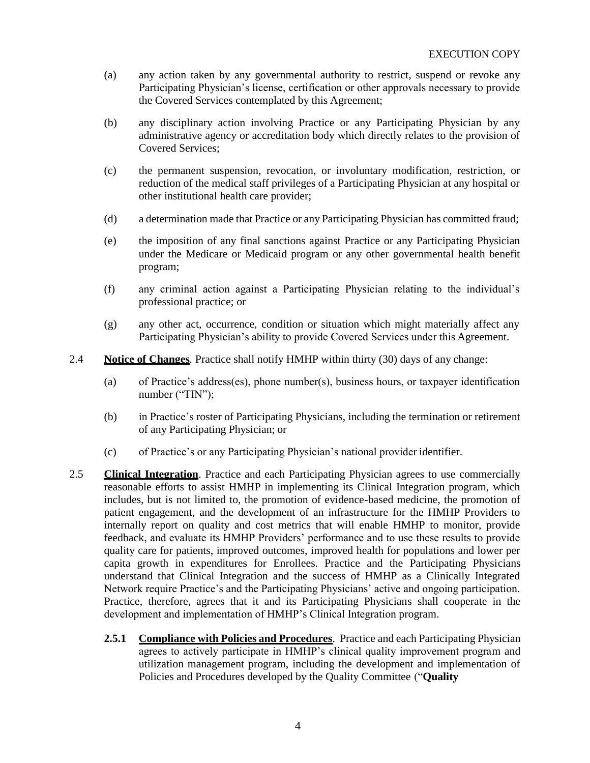(a) any action taken by any governmental authority to restrict, suspend or revoke any Participating Physician's license, certification or other approvals necessary to provide the Covered Services contemplated by this Agreement;

(b) any disciplinary action involving Practice or any Participating Physician by any administrative agency or accreditation body which directly relates to the provision of Covered Services;

(c) the permanent suspension, revocation, or involuntary modification, restriction, or reduction of the medical staff privileges of a Participating Physician at any hospital or other institutional health care provider;

(d) a determination made that Practice or any Participating Physician has committed fraud;

(e) the imposition of any final sanctions against Practice or any Participating Physician under the Medicare or Medicaid program or any other governmental health benefit program;

(f) any criminal action against a Participating Physician relating to the individual's professional practice; or

(g) any other act, occurrence, condition or situation which might materially affect any Participating Physician's ability to provide Covered Services under this Agreement.

2.4 **Notice of Changes**. Practice shall notify HMHP within thirty (30) days of any change:

(a) of Practice's address(es), phone number(s), business hours, or taxpayer identification number ("TIN");

(b) in Practice's roster of Participating Physicians, including the termination or retirement of any Participating Physician; or

(c) of Practice's or any Participating Physician's national provider identifier.

2.5 **Clinical Integration**. Practice and each Participating Physician agrees to use commercially reasonable efforts to assist HMHP in implementing its Clinical Integration program, which includes, but is not limited to, the promotion of evidence-based medicine, the promotion of patient engagement, and the development of an infrastructure for the HMHP Providers to internally report on quality and cost metrics that will enable HMHP to monitor, provide feedback, and evaluate its HMHP Providers' performance and to use these results to provide quality care for patients, improved outcomes, improved health for populations and lower per capita growth in expenditures for Enrollees. Practice and the Participating Physicians understand that Clinical Integration and the success of HMHP as a Clinically Integrated Network require Practice's and the Participating Physicians' active and ongoing participation. Practice, therefore, agrees that it and its Participating Physicians shall cooperate in the development and implementation of HMHP's Clinical Integration program.

**2.5.1 Compliance with Policies and Procedures**. Practice and each Participating Physician agrees to actively participate in HMHP's clinical quality improvement program and utilization management program, including the development and implementation of Policies and Procedures developed by the Quality Committee ("**Quality**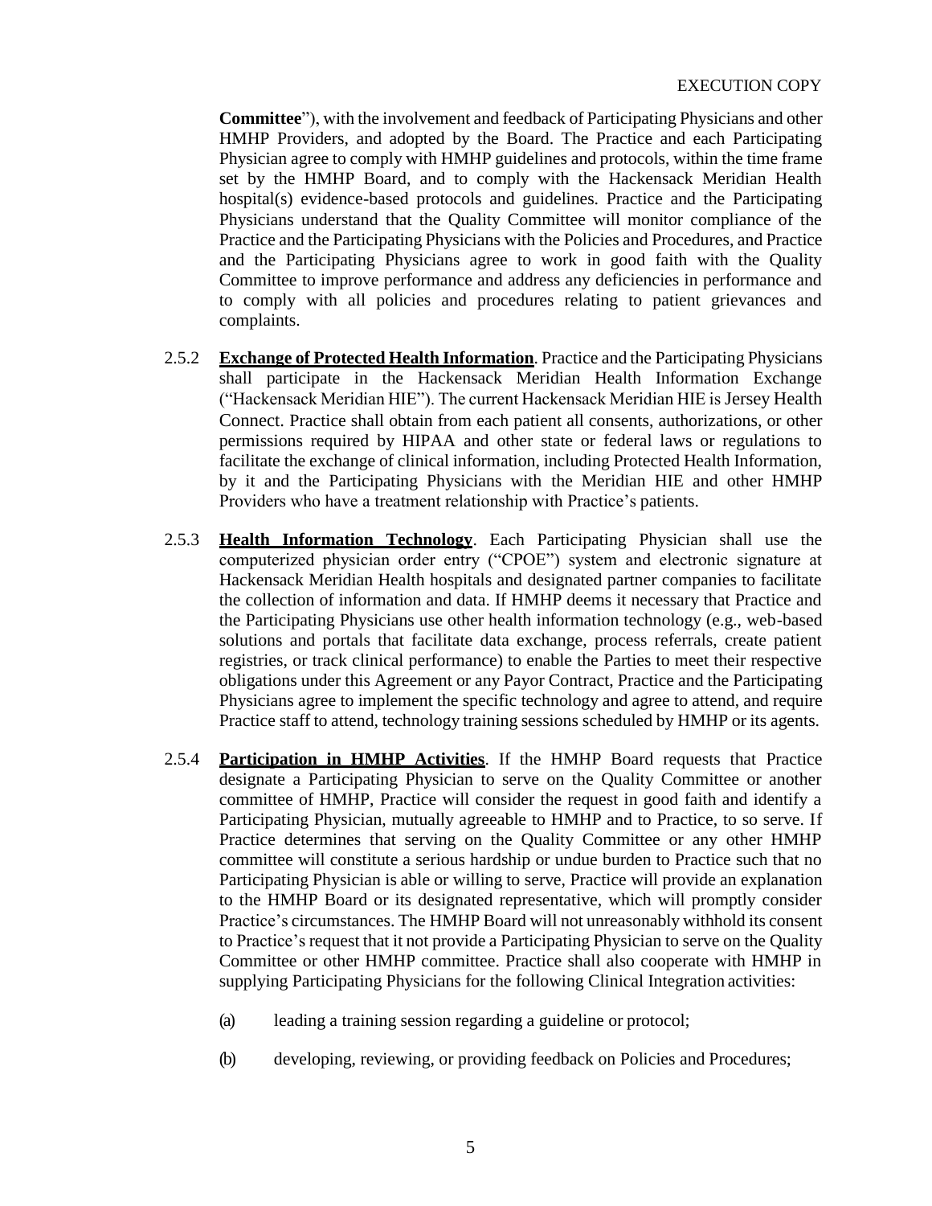**Committee**"), with the involvement and feedback of Participating Physicians and other HMHP Providers, and adopted by the Board. The Practice and each Participating Physician agree to comply with HMHP guidelines and protocols, within the time frame set by the HMHP Board, and to comply with the Hackensack Meridian Health hospital(s) evidence-based protocols and guidelines. Practice and the Participating Physicians understand that the Quality Committee will monitor compliance of the Practice and the Participating Physicians with the Policies and Procedures, and Practice and the Participating Physicians agree to work in good faith with the Quality Committee to improve performance and address any deficiencies in performance and to comply with all policies and procedures relating to patient grievances and complaints.

2.5.2 **Exchange of Protected Health Information**. Practice and the Participating Physicians shall participate in the Hackensack Meridian Health Information Exchange ("Hackensack Meridian HIE"). The current Hackensack Meridian HIE is Jersey Health Connect. Practice shall obtain from each patient all consents, authorizations, or other permissions required by HIPAA and other state or federal laws or regulations to facilitate the exchange of clinical information, including Protected Health Information, by it and the Participating Physicians with the Meridian HIE and other HMHP Providers who have a treatment relationship with Practice's patients.

2.5.3 **Health Information Technology**. Each Participating Physician shall use the computerized physician order entry ("CPOE") system and electronic signature at Hackensack Meridian Health hospitals and designated partner companies to facilitate the collection of information and data. If HMHP deems it necessary that Practice and the Participating Physicians use other health information technology (e.g., web-based solutions and portals that facilitate data exchange, process referrals, create patient registries, or track clinical performance) to enable the Parties to meet their respective obligations under this Agreement or any Payor Contract, Practice and the Participating Physicians agree to implement the specific technology and agree to attend, and require Practice staff to attend, technology training sessions scheduled by HMHP or its agents.

2.5.4 **Participation in HMHP Activities**. If the HMHP Board requests that Practice designate a Participating Physician to serve on the Quality Committee or another committee of HMHP, Practice will consider the request in good faith and identify a Participating Physician, mutually agreeable to HMHP and to Practice, to so serve. If Practice determines that serving on the Quality Committee or any other HMHP committee will constitute a serious hardship or undue burden to Practice such that no Participating Physician is able or willing to serve, Practice will provide an explanation to the HMHP Board or its designated representative, which will promptly consider Practice's circumstances. The HMHP Board will not unreasonably withhold its consent to Practice's request that it not provide a Participating Physician to serve on the Quality Committee or other HMHP committee. Practice shall also cooperate with HMHP in supplying Participating Physicians for the following Clinical Integration activities:

(a) leading a training session regarding a guideline or protocol;

(b) developing, reviewing, or providing feedback on Policies and Procedures;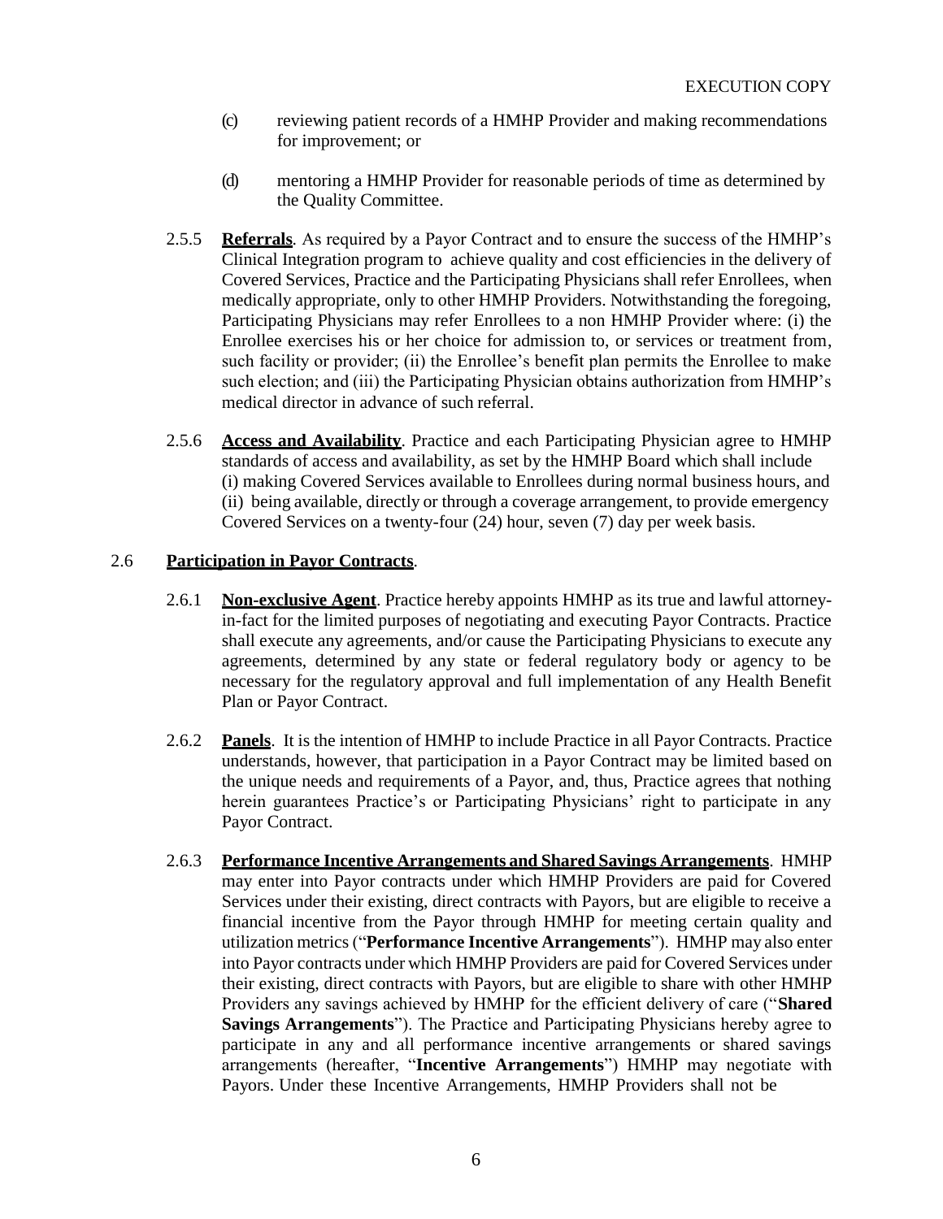(c) reviewing patient records of a HMHP Provider and making recommendations for improvement; or

(d) mentoring a HMHP Provider for reasonable periods of time as determined by the Quality Committee.

2.5.5 **Referrals**. As required by a Payor Contract and to ensure the success of the HMHP's Clinical Integration program to achieve quality and cost efficiencies in the delivery of Covered Services, Practice and the Participating Physicians shall refer Enrollees, when medically appropriate, only to other HMHP Providers. Notwithstanding the foregoing, Participating Physicians may refer Enrollees to a non HMHP Provider where: (i) the Enrollee exercises his or her choice for admission to, or services or treatment from, such facility or provider; (ii) the Enrollee's benefit plan permits the Enrollee to make such election; and (iii) the Participating Physician obtains authorization from HMHP's medical director in advance of such referral.

2.5.6 **Access and Availability**. Practice and each Participating Physician agree to HMHP standards of access and availability, as set by the HMHP Board which shall include (i) making Covered Services available to Enrollees during normal business hours, and (ii) being available, directly or through a coverage arrangement, to provide emergency Covered Services on a twenty-four (24) hour, seven (7) day per week basis.

2.6 **Participation in Payor Contracts**.

2.6.1 **Non-exclusive Agent**. Practice hereby appoints HMHP as its true and lawful attorney-in-fact for the limited purposes of negotiating and executing Payor Contracts. Practice shall execute any agreements, and/or cause the Participating Physicians to execute any agreements, determined by any state or federal regulatory body or agency to be necessary for the regulatory approval and full implementation of any Health Benefit Plan or Payor Contract.

2.6.2 **Panels**. It is the intention of HMHP to include Practice in all Payor Contracts. Practice understands, however, that participation in a Payor Contract may be limited based on the unique needs and requirements of a Payor, and, thus, Practice agrees that nothing herein guarantees Practice's or Participating Physicians' right to participate in any Payor Contract.

2.6.3 **Performance Incentive Arrangements and Shared Savings Arrangements**. HMHP may enter into Payor contracts under which HMHP Providers are paid for Covered Services under their existing, direct contracts with Payors, but are eligible to receive a financial incentive from the Payor through HMHP for meeting certain quality and utilization metrics ("**Performance Incentive Arrangements**"). HMHP may also enter into Payor contracts under which HMHP Providers are paid for Covered Services under their existing, direct contracts with Payors, but are eligible to share with other HMHP Providers any savings achieved by HMHP for the efficient delivery of care ("**Shared Savings Arrangements**"). The Practice and Participating Physicians hereby agree to participate in any and all performance incentive arrangements or shared savings arrangements (hereafter, "**Incentive Arrangements**") HMHP may negotiate with Payors. Under these Incentive Arrangements, HMHP Providers shall not be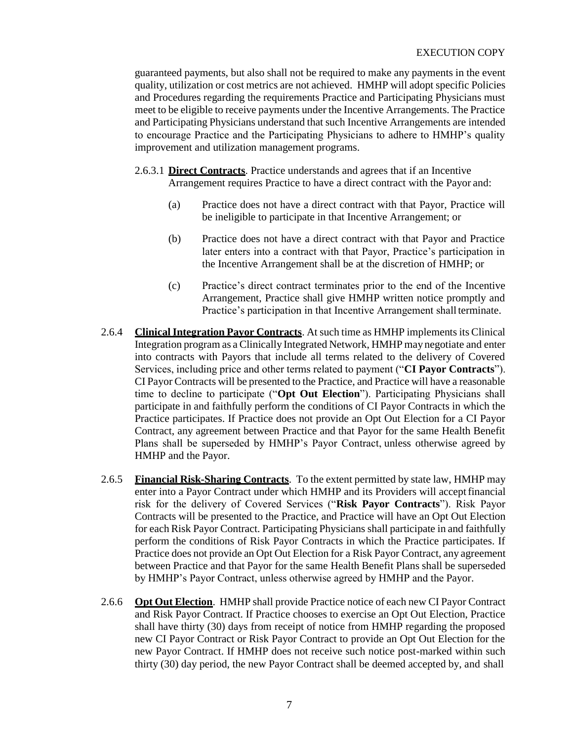guaranteed payments, but also shall not be required to make any payments in the event quality, utilization or cost metrics are not achieved. HMHP will adopt specific Policies and Procedures regarding the requirements Practice and Participating Physicians must meet to be eligible to receive payments under the Incentive Arrangements. The Practice and Participating Physicians understand that such Incentive Arrangements are intended to encourage Practice and the Participating Physicians to adhere to HMHP's quality improvement and utilization management programs.

2.6.3.1 **Direct Contracts**. Practice understands and agrees that if an Incentive Arrangement requires Practice to have a direct contract with the Payor and:

(a) Practice does not have a direct contract with that Payor, Practice will be ineligible to participate in that Incentive Arrangement; or

(b) Practice does not have a direct contract with that Payor and Practice later enters into a contract with that Payor, Practice's participation in the Incentive Arrangement shall be at the discretion of HMHP; or

(c) Practice's direct contract terminates prior to the end of the Incentive Arrangement, Practice shall give HMHP written notice promptly and Practice's participation in that Incentive Arrangement shall terminate.

2.6.4 **Clinical Integration Payor Contracts**. At such time as HMHP implements its Clinical Integration program as a Clinically Integrated Network, HMHP may negotiate and enter into contracts with Payors that include all terms related to the delivery of Covered Services, including price and other terms related to payment ("**CI Payor Contracts**"). CI Payor Contracts will be presented to the Practice, and Practice will have a reasonable time to decline to participate ("**Opt Out Election**"). Participating Physicians shall participate in and faithfully perform the conditions of CI Payor Contracts in which the Practice participates. If Practice does not provide an Opt Out Election for a CI Payor Contract, any agreement between Practice and that Payor for the same Health Benefit Plans shall be superseded by HMHP's Payor Contract, unless otherwise agreed by HMHP and the Payor.

2.6.5 **Financial Risk-Sharing Contracts**. To the extent permitted by state law, HMHP may enter into a Payor Contract under which HMHP and its Providers will accept financial risk for the delivery of Covered Services ("**Risk Payor Contracts**"). Risk Payor Contracts will be presented to the Practice, and Practice will have an Opt Out Election for each Risk Payor Contract. Participating Physicians shall participate in and faithfully perform the conditions of Risk Payor Contracts in which the Practice participates. If Practice does not provide an Opt Out Election for a Risk Payor Contract, any agreement between Practice and that Payor for the same Health Benefit Plans shall be superseded by HMHP's Payor Contract, unless otherwise agreed by HMHP and the Payor.

2.6.6 **Opt Out Election**. HMHP shall provide Practice notice of each new CI Payor Contract and Risk Payor Contract. If Practice chooses to exercise an Opt Out Election, Practice shall have thirty (30) days from receipt of notice from HMHP regarding the proposed new CI Payor Contract or Risk Payor Contract to provide an Opt Out Election for the new Payor Contract. If HMHP does not receive such notice post-marked within such thirty (30) day period, the new Payor Contract shall be deemed accepted by, and shall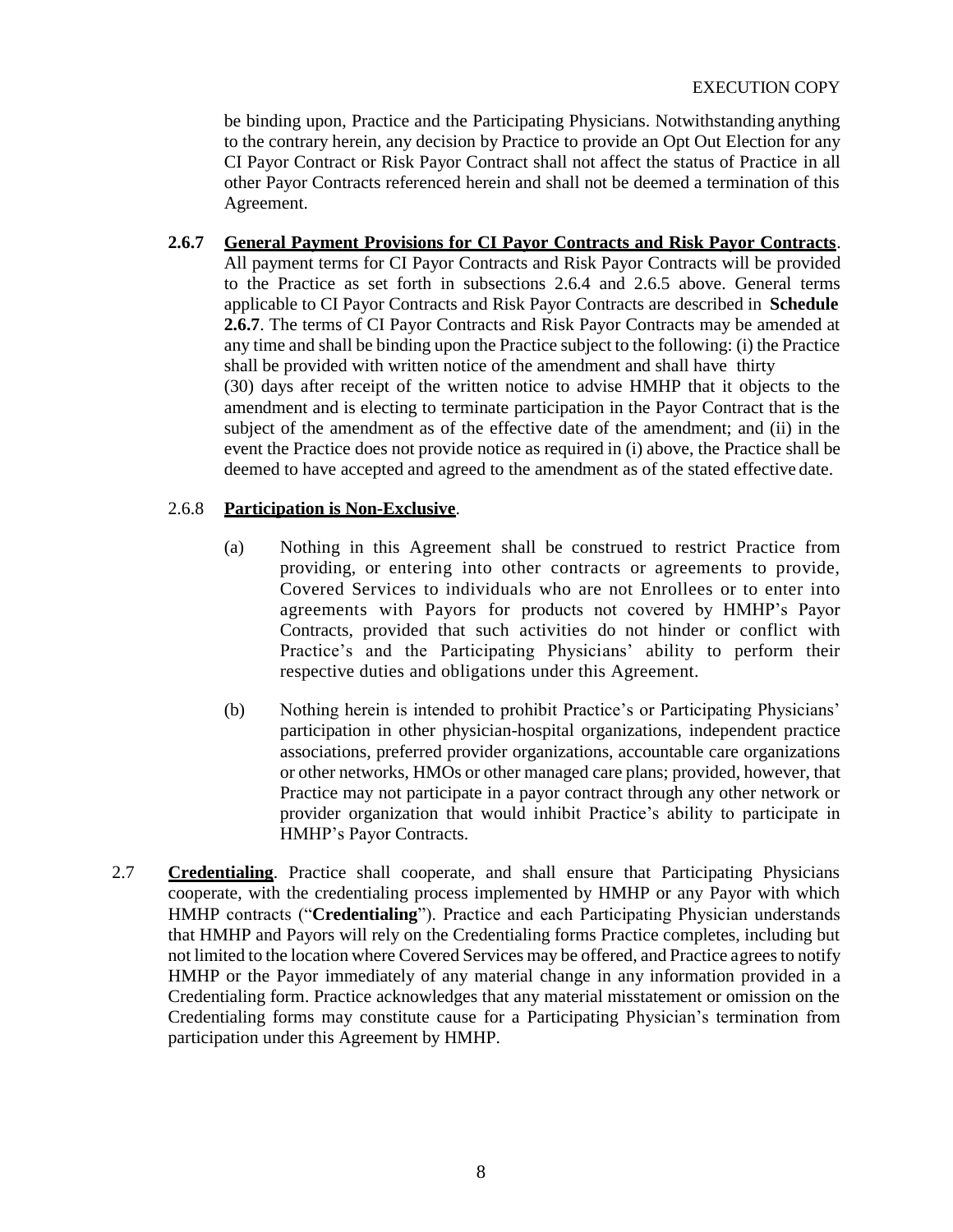be binding upon, Practice and the Participating Physicians. Notwithstanding anything to the contrary herein, any decision by Practice to provide an Opt Out Election for any CI Payor Contract or Risk Payor Contract shall not affect the status of Practice in all other Payor Contracts referenced herein and shall not be deemed a termination of this Agreement.

**2.6.7** **General Payment Provisions for CI Payor Contracts and Risk Payor Contracts**. All payment terms for CI Payor Contracts and Risk Payor Contracts will be provided to the Practice as set forth in subsections 2.6.4 and 2.6.5 above. General terms applicable to CI Payor Contracts and Risk Payor Contracts are described in **Schedule 2.6.7**. The terms of CI Payor Contracts and Risk Payor Contracts may be amended at any time and shall be binding upon the Practice subject to the following: (i) the Practice shall be provided with written notice of the amendment and shall have thirty (30) days after receipt of the written notice to advise HMHP that it objects to the amendment and is electing to terminate participation in the Payor Contract that is the subject of the amendment as of the effective date of the amendment; and (ii) in the event the Practice does not provide notice as required in (i) above, the Practice shall be deemed to have accepted and agreed to the amendment as of the stated effective date.

2.6.8 **Participation is Non-Exclusive**.

(a) Nothing in this Agreement shall be construed to restrict Practice from providing, or entering into other contracts or agreements to provide, Covered Services to individuals who are not Enrollees or to enter into agreements with Payors for products not covered by HMHP's Payor Contracts, provided that such activities do not hinder or conflict with Practice's and the Participating Physicians' ability to perform their respective duties and obligations under this Agreement.

(b) Nothing herein is intended to prohibit Practice's or Participating Physicians' participation in other physician-hospital organizations, independent practice associations, preferred provider organizations, accountable care organizations or other networks, HMOs or other managed care plans; provided, however, that Practice may not participate in a payor contract through any other network or provider organization that would inhibit Practice's ability to participate in HMHP's Payor Contracts.

2.7 **Credentialing**. Practice shall cooperate, and shall ensure that Participating Physicians cooperate, with the credentialing process implemented by HMHP or any Payor with which HMHP contracts ("**Credentialing**"). Practice and each Participating Physician understands that HMHP and Payors will rely on the Credentialing forms Practice completes, including but not limited to the location where Covered Services may be offered, and Practice agrees to notify HMHP or the Payor immediately of any material change in any information provided in a Credentialing form. Practice acknowledges that any material misstatement or omission on the Credentialing forms may constitute cause for a Participating Physician's termination from participation under this Agreement by HMHP.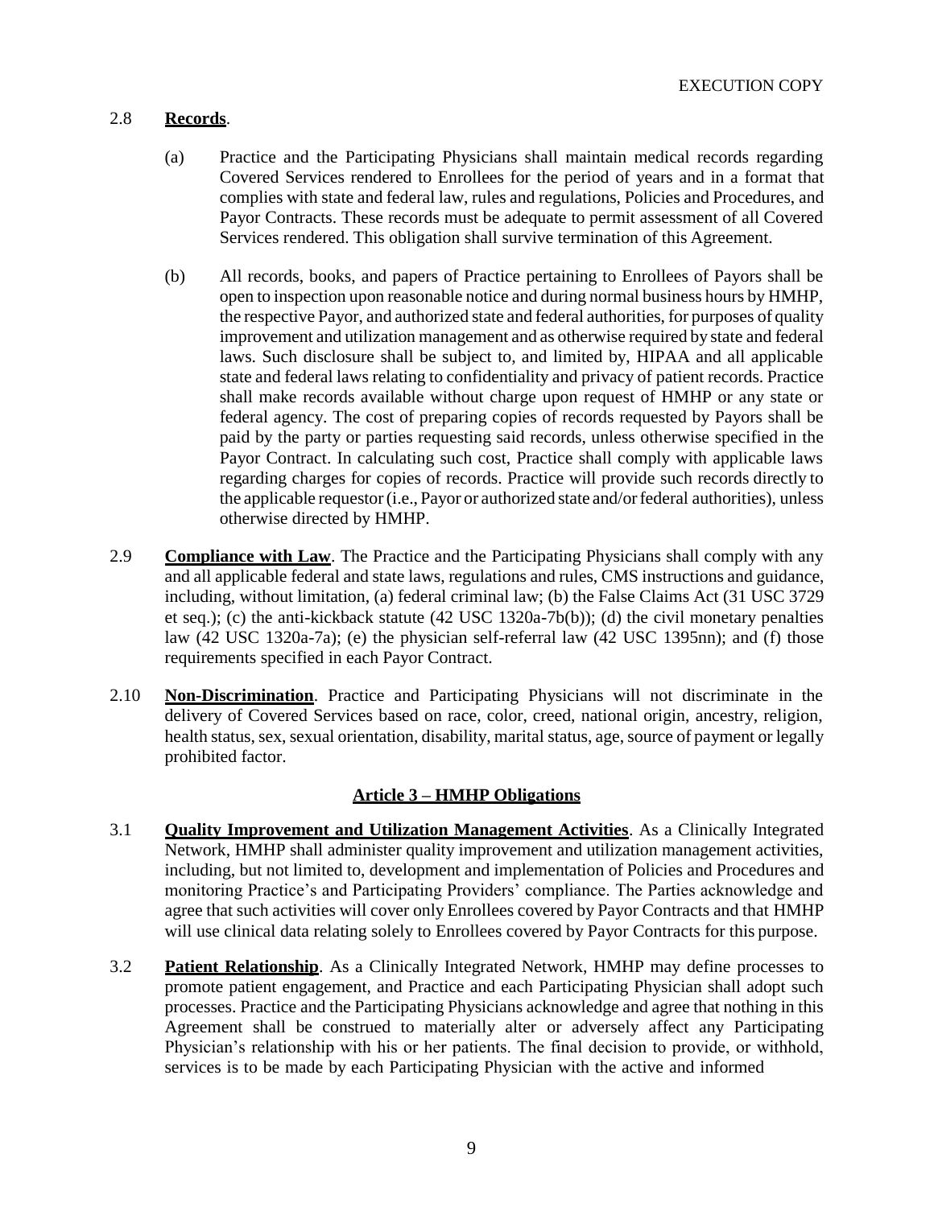2.8 **Records**.

(a) Practice and the Participating Physicians shall maintain medical records regarding Covered Services rendered to Enrollees for the period of years and in a format that complies with state and federal law, rules and regulations, Policies and Procedures, and Payor Contracts. These records must be adequate to permit assessment of all Covered Services rendered. This obligation shall survive termination of this Agreement.

(b) All records, books, and papers of Practice pertaining to Enrollees of Payors shall be open to inspection upon reasonable notice and during normal business hours by HMHP, the respective Payor, and authorized state and federal authorities, for purposes of quality improvement and utilization management and as otherwise required by state and federal laws. Such disclosure shall be subject to, and limited by, HIPAA and all applicable state and federal laws relating to confidentiality and privacy of patient records. Practice shall make records available without charge upon request of HMHP or any state or federal agency. The cost of preparing copies of records requested by Payors shall be paid by the party or parties requesting said records, unless otherwise specified in the Payor Contract. In calculating such cost, Practice shall comply with applicable laws regarding charges for copies of records. Practice will provide such records directly to the applicable requestor (i.e., Payor or authorized state and/or federal authorities), unless otherwise directed by HMHP.

2.9 **Compliance with Law**. The Practice and the Participating Physicians shall comply with any and all applicable federal and state laws, regulations and rules, CMS instructions and guidance, including, without limitation, (a) federal criminal law; (b) the False Claims Act (31 USC 3729 et seq.); (c) the anti-kickback statute (42 USC 1320a-7b(b)); (d) the civil monetary penalties law (42 USC 1320a-7a); (e) the physician self-referral law (42 USC 1395nn); and (f) those requirements specified in each Payor Contract.

2.10 **Non-Discrimination**. Practice and Participating Physicians will not discriminate in the delivery of Covered Services based on race, color, creed, national origin, ancestry, religion, health status, sex, sexual orientation, disability, marital status, age, source of payment or legally prohibited factor.

## Article 3 – HMHP Obligations

3.1 **Quality Improvement and Utilization Management Activities**. As a Clinically Integrated Network, HMHP shall administer quality improvement and utilization management activities, including, but not limited to, development and implementation of Policies and Procedures and monitoring Practice's and Participating Providers' compliance. The Parties acknowledge and agree that such activities will cover only Enrollees covered by Payor Contracts and that HMHP will use clinical data relating solely to Enrollees covered by Payor Contracts for this purpose.

3.2 **Patient Relationship**. As a Clinically Integrated Network, HMHP may define processes to promote patient engagement, and Practice and each Participating Physician shall adopt such processes. Practice and the Participating Physicians acknowledge and agree that nothing in this Agreement shall be construed to materially alter or adversely affect any Participating Physician's relationship with his or her patients. The final decision to provide, or withhold, services is to be made by each Participating Physician with the active and informed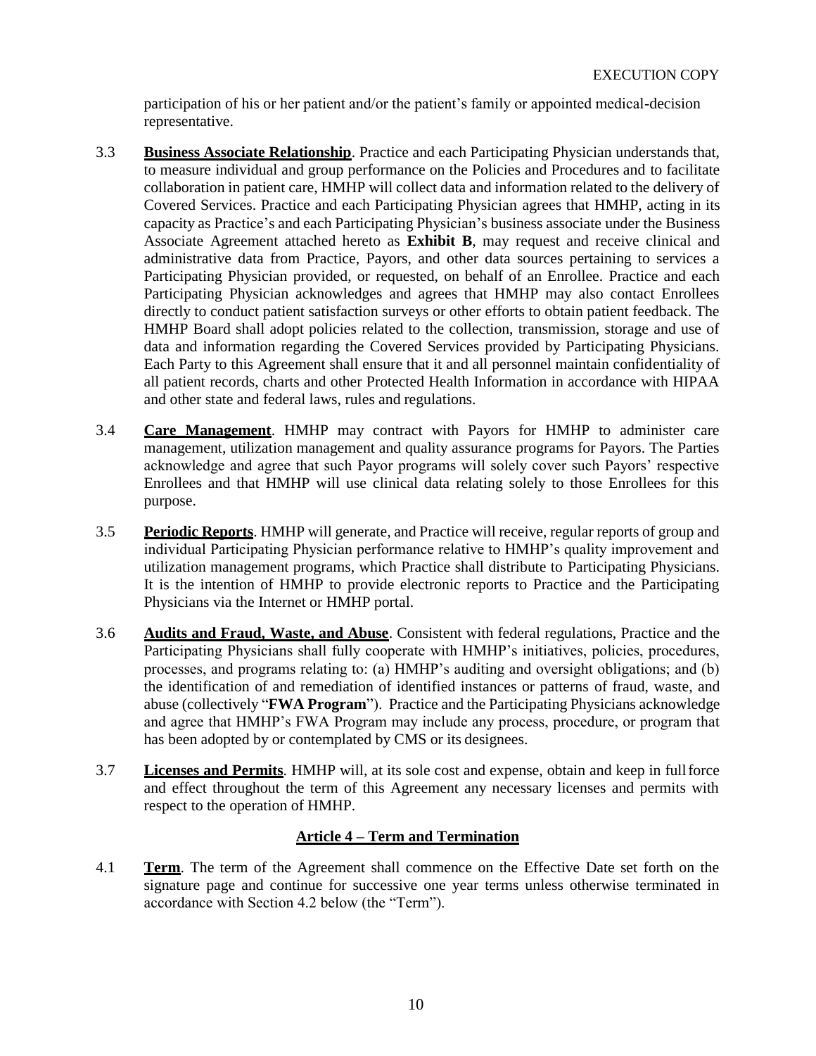participation of his or her patient and/or the patient's family or appointed medical-decision representative.

3.3 **Business Associate Relationship**. Practice and each Participating Physician understands that, to measure individual and group performance on the Policies and Procedures and to facilitate collaboration in patient care, HMHP will collect data and information related to the delivery of Covered Services. Practice and each Participating Physician agrees that HMHP, acting in its capacity as Practice's and each Participating Physician's business associate under the Business Associate Agreement attached hereto as **Exhibit B**, may request and receive clinical and administrative data from Practice, Payors, and other data sources pertaining to services a Participating Physician provided, or requested, on behalf of an Enrollee. Practice and each Participating Physician acknowledges and agrees that HMHP may also contact Enrollees directly to conduct patient satisfaction surveys or other efforts to obtain patient feedback. The HMHP Board shall adopt policies related to the collection, transmission, storage and use of data and information regarding the Covered Services provided by Participating Physicians. Each Party to this Agreement shall ensure that it and all personnel maintain confidentiality of all patient records, charts and other Protected Health Information in accordance with HIPAA and other state and federal laws, rules and regulations.

3.4 **Care Management**. HMHP may contract with Payors for HMHP to administer care management, utilization management and quality assurance programs for Payors. The Parties acknowledge and agree that such Payor programs will solely cover such Payors' respective Enrollees and that HMHP will use clinical data relating solely to those Enrollees for this purpose.

3.5 **Periodic Reports**. HMHP will generate, and Practice will receive, regular reports of group and individual Participating Physician performance relative to HMHP's quality improvement and utilization management programs, which Practice shall distribute to Participating Physicians. It is the intention of HMHP to provide electronic reports to Practice and the Participating Physicians via the Internet or HMHP portal.

3.6 **Audits and Fraud, Waste, and Abuse**. Consistent with federal regulations, Practice and the Participating Physicians shall fully cooperate with HMHP's initiatives, policies, procedures, processes, and programs relating to: (a) HMHP's auditing and oversight obligations; and (b) the identification of and remediation of identified instances or patterns of fraud, waste, and abuse (collectively "**FWA Program**"). Practice and the Participating Physicians acknowledge and agree that HMHP's FWA Program may include any process, procedure, or program that has been adopted by or contemplated by CMS or its designees.

3.7 **Licenses and Permits**. HMHP will, at its sole cost and expense, obtain and keep in full force and effect throughout the term of this Agreement any necessary licenses and permits with respect to the operation of HMHP.

## Article 4 – Term and Termination

4.1 **Term**. The term of the Agreement shall commence on the Effective Date set forth on the signature page and continue for successive one year terms unless otherwise terminated in accordance with Section 4.2 below (the "Term").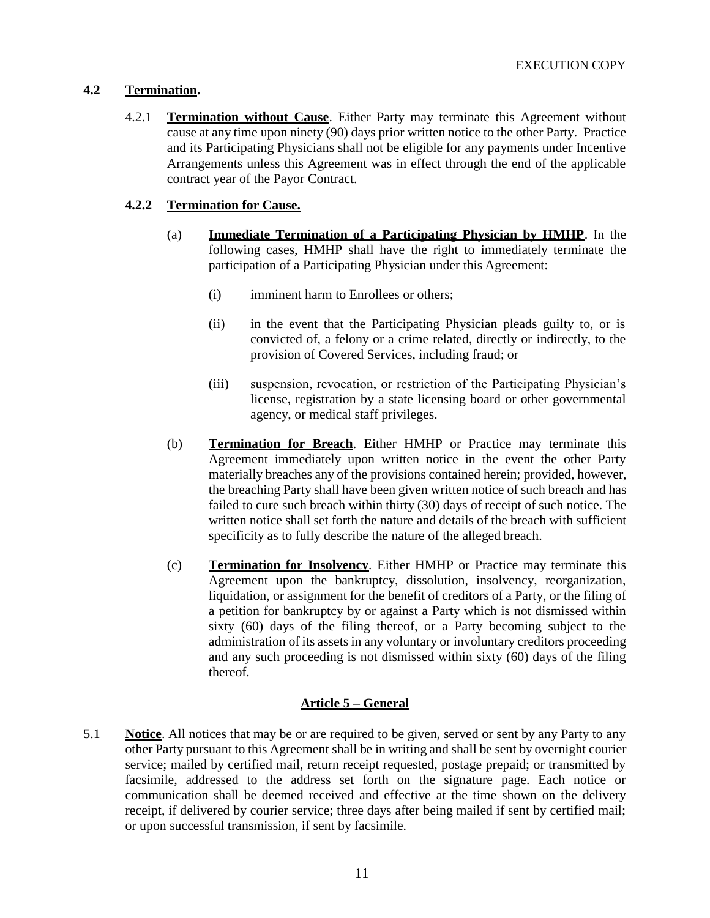### 4.2 Termination.

4.2.1 **Termination without Cause**. Either Party may terminate this Agreement without cause at any time upon ninety (90) days prior written notice to the other Party. Practice and its Participating Physicians shall not be eligible for any payments under Incentive Arrangements unless this Agreement was in effect through the end of the applicable contract year of the Payor Contract.

#### 4.2.2 Termination for Cause.

(a) **Immediate Termination of a Participating Physician by HMHP**. In the following cases, HMHP shall have the right to immediately terminate the participation of a Participating Physician under this Agreement:

(i) imminent harm to Enrollees or others;

(ii) in the event that the Participating Physician pleads guilty to, or is convicted of, a felony or a crime related, directly or indirectly, to the provision of Covered Services, including fraud; or

(iii) suspension, revocation, or restriction of the Participating Physician's license, registration by a state licensing board or other governmental agency, or medical staff privileges.

(b) **Termination for Breach**. Either HMHP or Practice may terminate this Agreement immediately upon written notice in the event the other Party materially breaches any of the provisions contained herein; provided, however, the breaching Party shall have been given written notice of such breach and has failed to cure such breach within thirty (30) days of receipt of such notice. The written notice shall set forth the nature and details of the breach with sufficient specificity as to fully describe the nature of the alleged breach.

(c) **Termination for Insolvency**. Either HMHP or Practice may terminate this Agreement upon the bankruptcy, dissolution, insolvency, reorganization, liquidation, or assignment for the benefit of creditors of a Party, or the filing of a petition for bankruptcy by or against a Party which is not dismissed within sixty (60) days of the filing thereof, or a Party becoming subject to the administration of its assets in any voluntary or involuntary creditors proceeding and any such proceeding is not dismissed within sixty (60) days of the filing thereof.

## Article 5 – General

5.1 **Notice**. All notices that may be or are required to be given, served or sent by any Party to any other Party pursuant to this Agreement shall be in writing and shall be sent by overnight courier service; mailed by certified mail, return receipt requested, postage prepaid; or transmitted by facsimile, addressed to the address set forth on the signature page. Each notice or communication shall be deemed received and effective at the time shown on the delivery receipt, if delivered by courier service; three days after being mailed if sent by certified mail; or upon successful transmission, if sent by facsimile.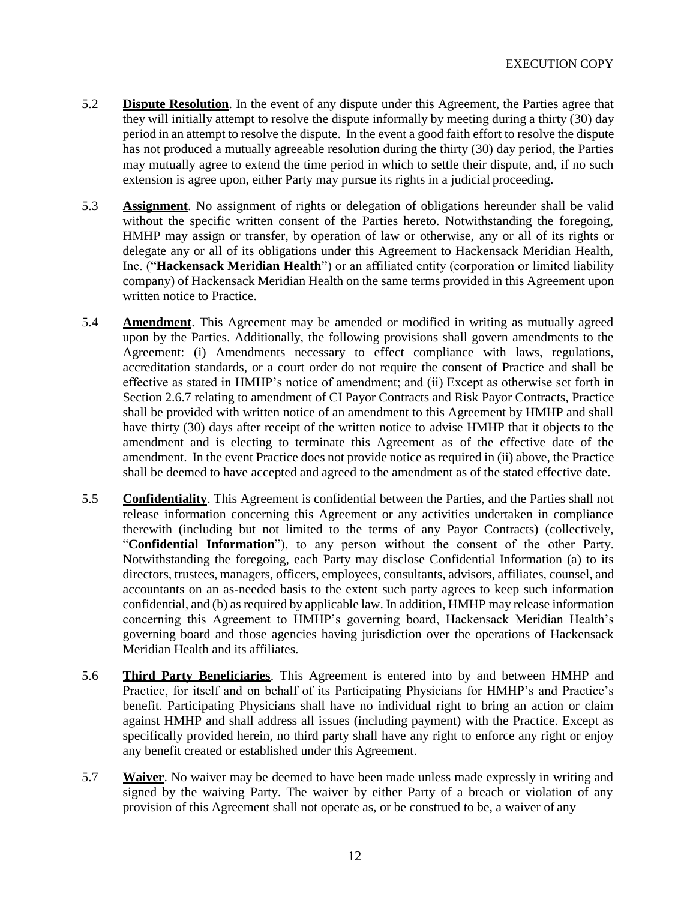5.2 **Dispute Resolution**. In the event of any dispute under this Agreement, the Parties agree that they will initially attempt to resolve the dispute informally by meeting during a thirty (30) day period in an attempt to resolve the dispute. In the event a good faith effort to resolve the dispute has not produced a mutually agreeable resolution during the thirty (30) day period, the Parties may mutually agree to extend the time period in which to settle their dispute, and, if no such extension is agree upon, either Party may pursue its rights in a judicial proceeding.

5.3 **Assignment**. No assignment of rights or delegation of obligations hereunder shall be valid without the specific written consent of the Parties hereto. Notwithstanding the foregoing, HMHP may assign or transfer, by operation of law or otherwise, any or all of its rights or delegate any or all of its obligations under this Agreement to Hackensack Meridian Health, Inc. ("**Hackensack Meridian Health**") or an affiliated entity (corporation or limited liability company) of Hackensack Meridian Health on the same terms provided in this Agreement upon written notice to Practice.

5.4 **Amendment**. This Agreement may be amended or modified in writing as mutually agreed upon by the Parties. Additionally, the following provisions shall govern amendments to the Agreement: (i) Amendments necessary to effect compliance with laws, regulations, accreditation standards, or a court order do not require the consent of Practice and shall be effective as stated in HMHP's notice of amendment; and (ii) Except as otherwise set forth in Section 2.6.7 relating to amendment of CI Payor Contracts and Risk Payor Contracts, Practice shall be provided with written notice of an amendment to this Agreement by HMHP and shall have thirty (30) days after receipt of the written notice to advise HMHP that it objects to the amendment and is electing to terminate this Agreement as of the effective date of the amendment. In the event Practice does not provide notice as required in (ii) above, the Practice shall be deemed to have accepted and agreed to the amendment as of the stated effective date.

5.5 **Confidentiality**. This Agreement is confidential between the Parties, and the Parties shall not release information concerning this Agreement or any activities undertaken in compliance therewith (including but not limited to the terms of any Payor Contracts) (collectively, "**Confidential Information**"), to any person without the consent of the other Party. Notwithstanding the foregoing, each Party may disclose Confidential Information (a) to its directors, trustees, managers, officers, employees, consultants, advisors, affiliates, counsel, and accountants on an as-needed basis to the extent such party agrees to keep such information confidential, and (b) as required by applicable law. In addition, HMHP may release information concerning this Agreement to HMHP's governing board, Hackensack Meridian Health's governing board and those agencies having jurisdiction over the operations of Hackensack Meridian Health and its affiliates.

5.6 **Third Party Beneficiaries**. This Agreement is entered into by and between HMHP and Practice, for itself and on behalf of its Participating Physicians for HMHP's and Practice's benefit. Participating Physicians shall have no individual right to bring an action or claim against HMHP and shall address all issues (including payment) with the Practice. Except as specifically provided herein, no third party shall have any right to enforce any right or enjoy any benefit created or established under this Agreement.

5.7 **Waiver**. No waiver may be deemed to have been made unless made expressly in writing and signed by the waiving Party. The waiver by either Party of a breach or violation of any provision of this Agreement shall not operate as, or be construed to be, a waiver of any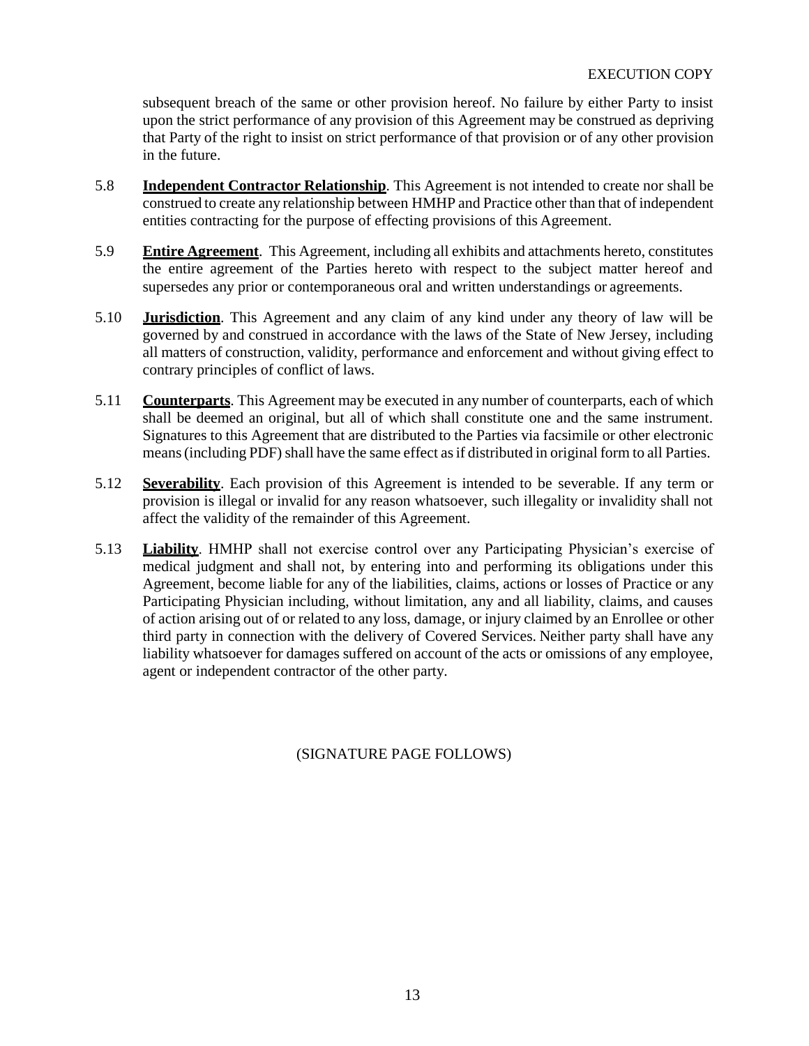subsequent breach of the same or other provision hereof. No failure by either Party to insist upon the strict performance of any provision of this Agreement may be construed as depriving that Party of the right to insist on strict performance of that provision or of any other provision in the future.

5.8 **Independent Contractor Relationship**. This Agreement is not intended to create nor shall be construed to create any relationship between HMHP and Practice other than that of independent entities contracting for the purpose of effecting provisions of this Agreement.

5.9 **Entire Agreement**. This Agreement, including all exhibits and attachments hereto, constitutes the entire agreement of the Parties hereto with respect to the subject matter hereof and supersedes any prior or contemporaneous oral and written understandings or agreements.

5.10 **Jurisdiction**. This Agreement and any claim of any kind under any theory of law will be governed by and construed in accordance with the laws of the State of New Jersey, including all matters of construction, validity, performance and enforcement and without giving effect to contrary principles of conflict of laws.

5.11 **Counterparts**. This Agreement may be executed in any number of counterparts, each of which shall be deemed an original, but all of which shall constitute one and the same instrument. Signatures to this Agreement that are distributed to the Parties via facsimile or other electronic means (including PDF) shall have the same effect as if distributed in original form to all Parties.

5.12 **Severability**. Each provision of this Agreement is intended to be severable. If any term or provision is illegal or invalid for any reason whatsoever, such illegality or invalidity shall not affect the validity of the remainder of this Agreement.

5.13 **Liability**. HMHP shall not exercise control over any Participating Physician's exercise of medical judgment and shall not, by entering into and performing its obligations under this Agreement, become liable for any of the liabilities, claims, actions or losses of Practice or any Participating Physician including, without limitation, any and all liability, claims, and causes of action arising out of or related to any loss, damage, or injury claimed by an Enrollee or other third party in connection with the delivery of Covered Services. Neither party shall have any liability whatsoever for damages suffered on account of the acts or omissions of any employee, agent or independent contractor of the other party.

(SIGNATURE PAGE FOLLOWS)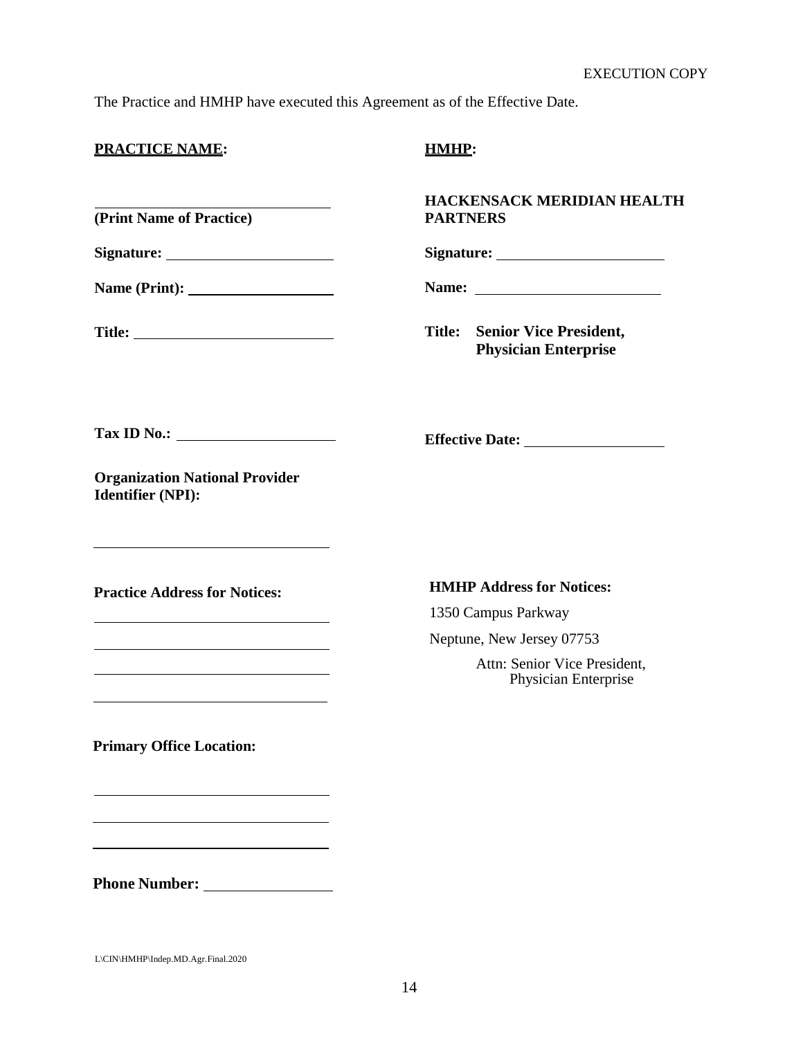EXECUTION COPY

The Practice and HMHP have executed this Agreement as of the Effective Date.

| **PRACTICE NAME:** | **HMHP:** |
|---|---|
| ______________________________ **(Print Name of Practice)** | **HACKENSACK MERIDIAN HEALTH PARTNERS** |
| **Signature:** ____________________ | **Signature:** ____________________ |
| **Name (Print):** ____________________ | **Name:** ____________________ |
| **Title:** ____________________ | **Title: Senior Vice President, Physician Enterprise** |
| **Tax ID No.:** ____________________ | **Effective Date:** ____________________ |
| **Organization National Provider Identifier (NPI):** ______________________________ | |
| **Practice Address for Notices:** ______________________________ ______________________________ ______________________________ ______________________________ | **HMHP Address for Notices:** 1350 Campus Parkway, Neptune, New Jersey 07753, Attn: Senior Vice President, Physician Enterprise |
| **Primary Office Location:** ______________________________ ______________________________ ______________________________ | |
| **Phone Number:** ____________________ | |

L\CIN\HMHP\Indep.MD.Agr.Final.2020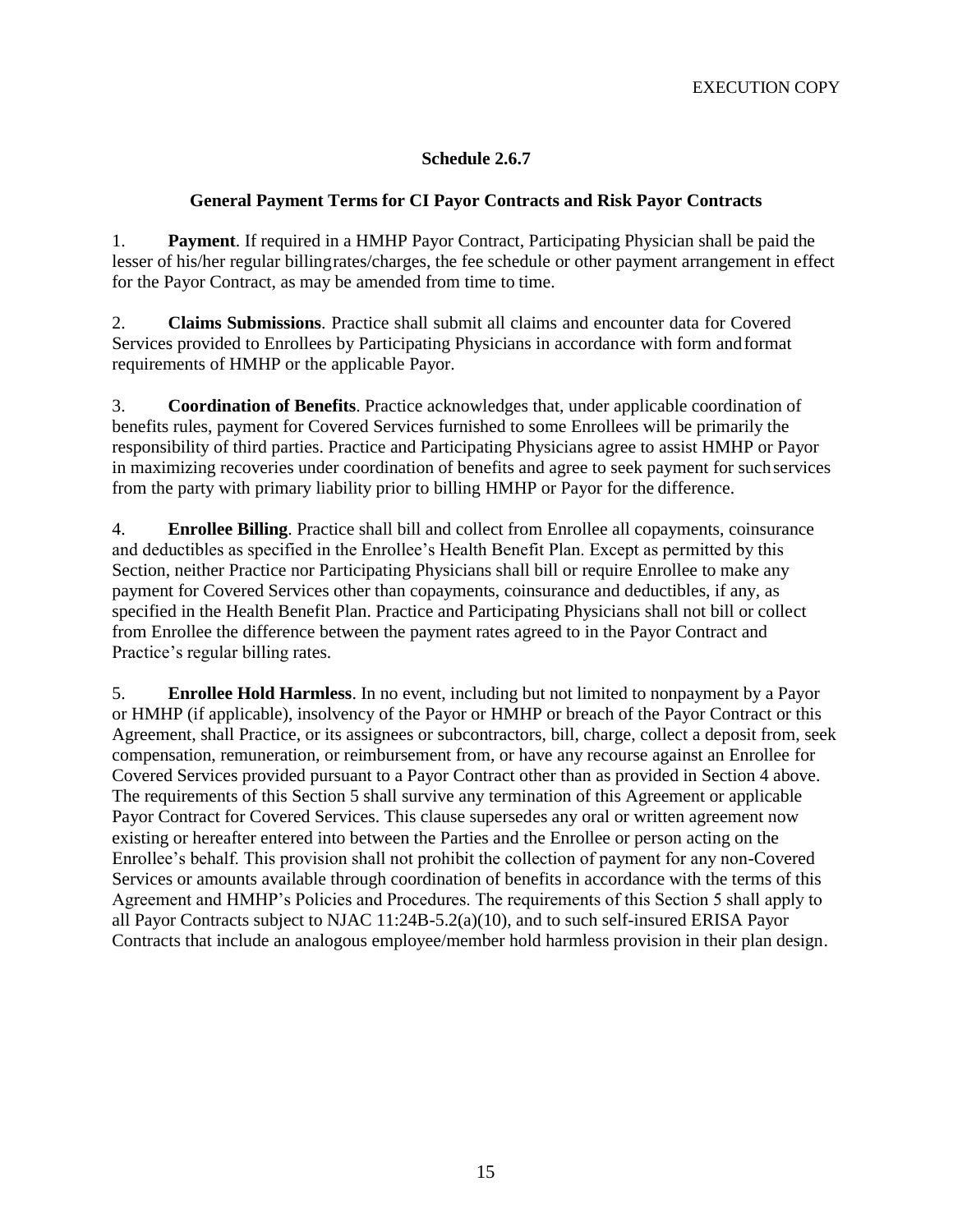EXECUTION COPY

## Schedule 2.6.7

### General Payment Terms for CI Payor Contracts and Risk Payor Contracts

1. **Payment**. If required in a HMHP Payor Contract, Participating Physician shall be paid the lesser of his/her regular billing rates/charges, the fee schedule or other payment arrangement in effect for the Payor Contract, as may be amended from time to time.

2. **Claims Submissions**. Practice shall submit all claims and encounter data for Covered Services provided to Enrollees by Participating Physicians in accordance with form and format requirements of HMHP or the applicable Payor.

3. **Coordination of Benefits**. Practice acknowledges that, under applicable coordination of benefits rules, payment for Covered Services furnished to some Enrollees will be primarily the responsibility of third parties. Practice and Participating Physicians agree to assist HMHP or Payor in maximizing recoveries under coordination of benefits and agree to seek payment for such services from the party with primary liability prior to billing HMHP or Payor for the difference.

4. **Enrollee Billing**. Practice shall bill and collect from Enrollee all copayments, coinsurance and deductibles as specified in the Enrollee's Health Benefit Plan. Except as permitted by this Section, neither Practice nor Participating Physicians shall bill or require Enrollee to make any payment for Covered Services other than copayments, coinsurance and deductibles, if any, as specified in the Health Benefit Plan. Practice and Participating Physicians shall not bill or collect from Enrollee the difference between the payment rates agreed to in the Payor Contract and Practice's regular billing rates.

5. **Enrollee Hold Harmless**. In no event, including but not limited to nonpayment by a Payor or HMHP (if applicable), insolvency of the Payor or HMHP or breach of the Payor Contract or this Agreement, shall Practice, or its assignees or subcontractors, bill, charge, collect a deposit from, seek compensation, remuneration, or reimbursement from, or have any recourse against an Enrollee for Covered Services provided pursuant to a Payor Contract other than as provided in Section 4 above. The requirements of this Section 5 shall survive any termination of this Agreement or applicable Payor Contract for Covered Services. This clause supersedes any oral or written agreement now existing or hereafter entered into between the Parties and the Enrollee or person acting on the Enrollee's behalf. This provision shall not prohibit the collection of payment for any non-Covered Services or amounts available through coordination of benefits in accordance with the terms of this Agreement and HMHP's Policies and Procedures. The requirements of this Section 5 shall apply to all Payor Contracts subject to NJAC 11:24B-5.2(a)(10), and to such self-insured ERISA Payor Contracts that include an analogous employee/member hold harmless provision in their plan design.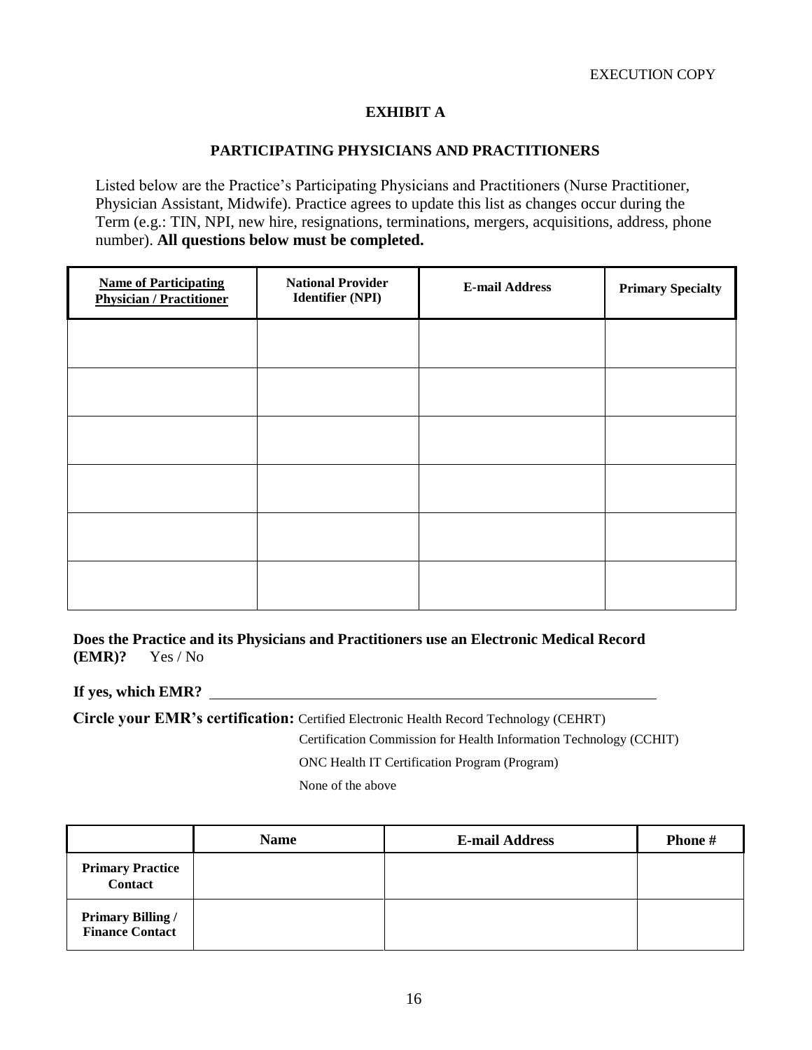EXECUTION COPY

# EXHIBIT A

## PARTICIPATING PHYSICIANS AND PRACTITIONERS

Listed below are the Practice's Participating Physicians and Practitioners (Nurse Practitioner, Physician Assistant, Midwife). Practice agrees to update this list as changes occur during the Term (e.g.: TIN, NPI, new hire, resignations, terminations, mergers, acquisitions, address, phone number). **All questions below must be completed.**

| Name of Participating Physician / Practitioner | National Provider Identifier (NPI) | E-mail Address | Primary Specialty |
|---|---|---|---|
| | | | |
| | | | |
| | | | |
| | | | |
| | | | |
| | | | |

**Does the Practice and its Physicians and Practitioners use an Electronic Medical Record (EMR)?** Yes / No

**If yes, which EMR?** ______________________________________________

**Circle your EMR's certification:** Certified Electronic Health Record Technology (CEHRT)

Certification Commission for Health Information Technology (CCHIT)

ONC Health IT Certification Program (Program)

None of the above

| | Name | E-mail Address | Phone # |
|---|---|---|---|
| **Primary Practice Contact** | | | |
| **Primary Billing / Finance Contact** | | | |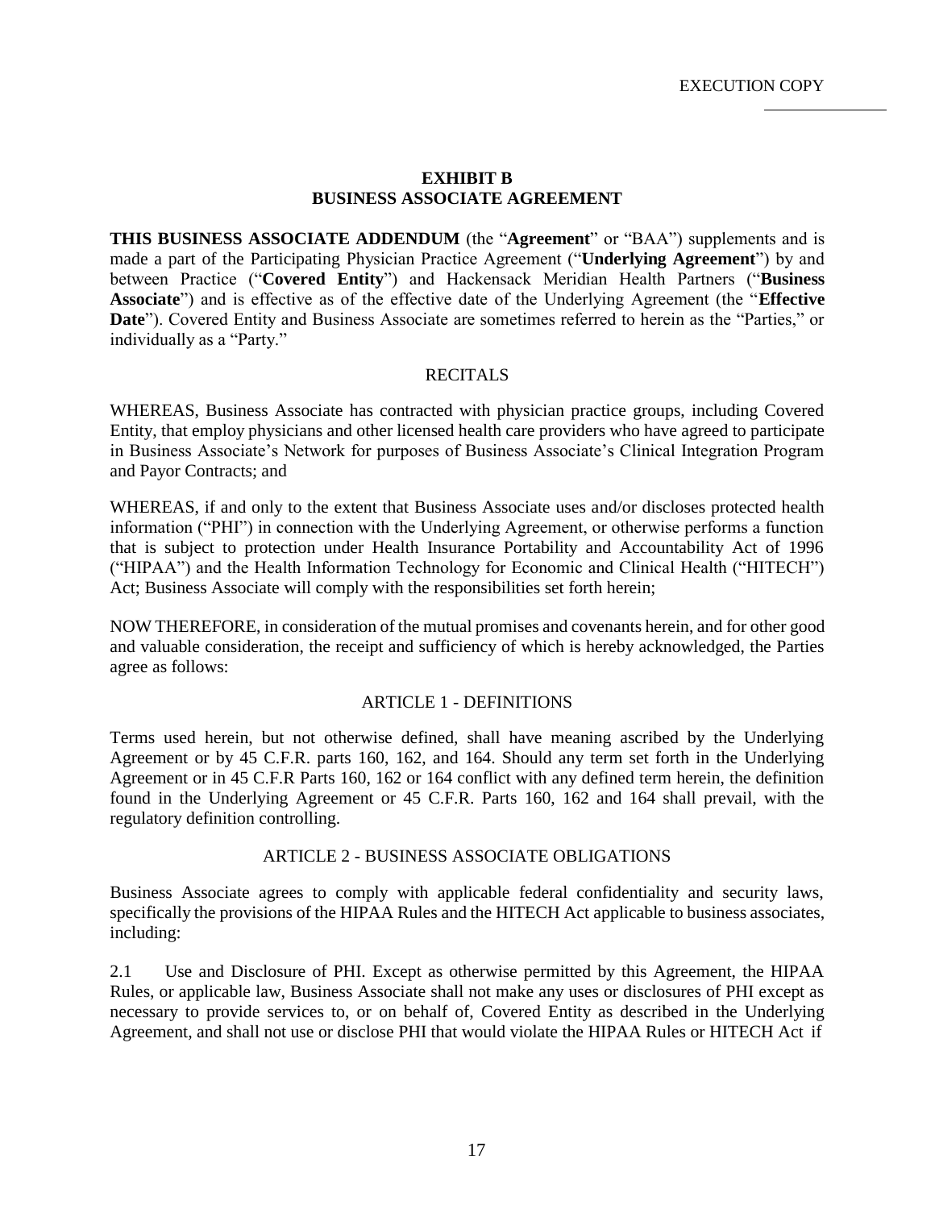EXECUTION COPY

## EXHIBIT B
## BUSINESS ASSOCIATE AGREEMENT

**THIS BUSINESS ASSOCIATE ADDENDUM** (the "**Agreement**" or "BAA") supplements and is made a part of the Participating Physician Practice Agreement ("**Underlying Agreement**") by and between Practice ("**Covered Entity**") and Hackensack Meridian Health Partners ("**Business Associate**") and is effective as of the effective date of the Underlying Agreement (the "**Effective Date**"). Covered Entity and Business Associate are sometimes referred to herein as the "Parties," or individually as a "Party."

RECITALS

WHEREAS, Business Associate has contracted with physician practice groups, including Covered Entity, that employ physicians and other licensed health care providers who have agreed to participate in Business Associate's Network for purposes of Business Associate's Clinical Integration Program and Payor Contracts; and

WHEREAS, if and only to the extent that Business Associate uses and/or discloses protected health information ("PHI") in connection with the Underlying Agreement, or otherwise performs a function that is subject to protection under Health Insurance Portability and Accountability Act of 1996 ("HIPAA") and the Health Information Technology for Economic and Clinical Health ("HITECH") Act; Business Associate will comply with the responsibilities set forth herein;

NOW THEREFORE, in consideration of the mutual promises and covenants herein, and for other good and valuable consideration, the receipt and sufficiency of which is hereby acknowledged, the Parties agree as follows:

ARTICLE 1 - DEFINITIONS

Terms used herein, but not otherwise defined, shall have meaning ascribed by the Underlying Agreement or by 45 C.F.R. parts 160, 162, and 164. Should any term set forth in the Underlying Agreement or in 45 C.F.R Parts 160, 162 or 164 conflict with any defined term herein, the definition found in the Underlying Agreement or 45 C.F.R. Parts 160, 162 and 164 shall prevail, with the regulatory definition controlling.

ARTICLE 2 - BUSINESS ASSOCIATE OBLIGATIONS

Business Associate agrees to comply with applicable federal confidentiality and security laws, specifically the provisions of the HIPAA Rules and the HITECH Act applicable to business associates, including:

2.1 Use and Disclosure of PHI. Except as otherwise permitted by this Agreement, the HIPAA Rules, or applicable law, Business Associate shall not make any uses or disclosures of PHI except as necessary to provide services to, or on behalf of, Covered Entity as described in the Underlying Agreement, and shall not use or disclose PHI that would violate the HIPAA Rules or HITECH Act if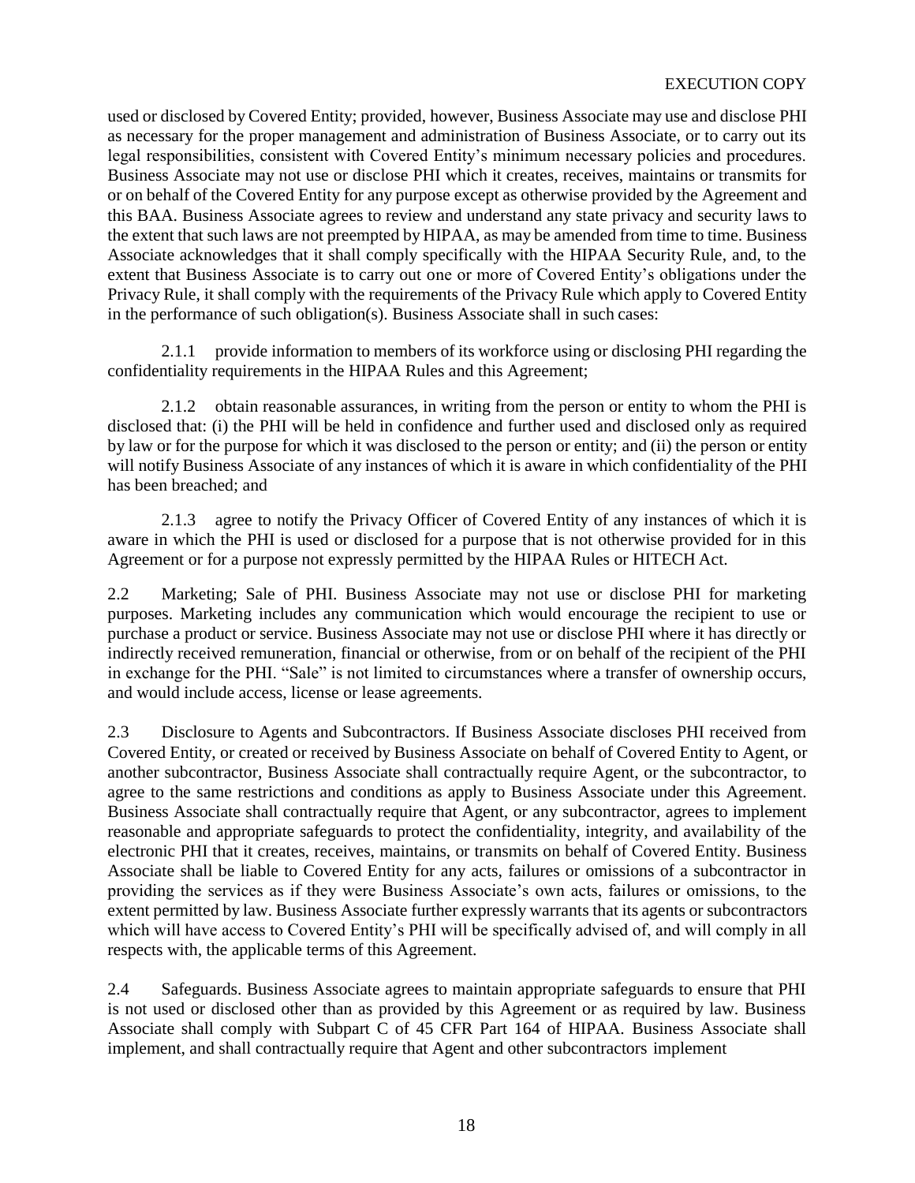used or disclosed by Covered Entity; provided, however, Business Associate may use and disclose PHI as necessary for the proper management and administration of Business Associate, or to carry out its legal responsibilities, consistent with Covered Entity's minimum necessary policies and procedures. Business Associate may not use or disclose PHI which it creates, receives, maintains or transmits for or on behalf of the Covered Entity for any purpose except as otherwise provided by the Agreement and this BAA. Business Associate agrees to review and understand any state privacy and security laws to the extent that such laws are not preempted by HIPAA, as may be amended from time to time. Business Associate acknowledges that it shall comply specifically with the HIPAA Security Rule, and, to the extent that Business Associate is to carry out one or more of Covered Entity's obligations under the Privacy Rule, it shall comply with the requirements of the Privacy Rule which apply to Covered Entity in the performance of such obligation(s). Business Associate shall in such cases:

2.1.1 provide information to members of its workforce using or disclosing PHI regarding the confidentiality requirements in the HIPAA Rules and this Agreement;

2.1.2 obtain reasonable assurances, in writing from the person or entity to whom the PHI is disclosed that: (i) the PHI will be held in confidence and further used and disclosed only as required by law or for the purpose for which it was disclosed to the person or entity; and (ii) the person or entity will notify Business Associate of any instances of which it is aware in which confidentiality of the PHI has been breached; and

2.1.3 agree to notify the Privacy Officer of Covered Entity of any instances of which it is aware in which the PHI is used or disclosed for a purpose that is not otherwise provided for in this Agreement or for a purpose not expressly permitted by the HIPAA Rules or HITECH Act.

2.2 Marketing; Sale of PHI. Business Associate may not use or disclose PHI for marketing purposes. Marketing includes any communication which would encourage the recipient to use or purchase a product or service. Business Associate may not use or disclose PHI where it has directly or indirectly received remuneration, financial or otherwise, from or on behalf of the recipient of the PHI in exchange for the PHI. "Sale" is not limited to circumstances where a transfer of ownership occurs, and would include access, license or lease agreements.

2.3 Disclosure to Agents and Subcontractors. If Business Associate discloses PHI received from Covered Entity, or created or received by Business Associate on behalf of Covered Entity to Agent, or another subcontractor, Business Associate shall contractually require Agent, or the subcontractor, to agree to the same restrictions and conditions as apply to Business Associate under this Agreement. Business Associate shall contractually require that Agent, or any subcontractor, agrees to implement reasonable and appropriate safeguards to protect the confidentiality, integrity, and availability of the electronic PHI that it creates, receives, maintains, or transmits on behalf of Covered Entity. Business Associate shall be liable to Covered Entity for any acts, failures or omissions of a subcontractor in providing the services as if they were Business Associate's own acts, failures or omissions, to the extent permitted by law. Business Associate further expressly warrants that its agents or subcontractors which will have access to Covered Entity's PHI will be specifically advised of, and will comply in all respects with, the applicable terms of this Agreement.

2.4 Safeguards. Business Associate agrees to maintain appropriate safeguards to ensure that PHI is not used or disclosed other than as provided by this Agreement or as required by law. Business Associate shall comply with Subpart C of 45 CFR Part 164 of HIPAA. Business Associate shall implement, and shall contractually require that Agent and other subcontractors implement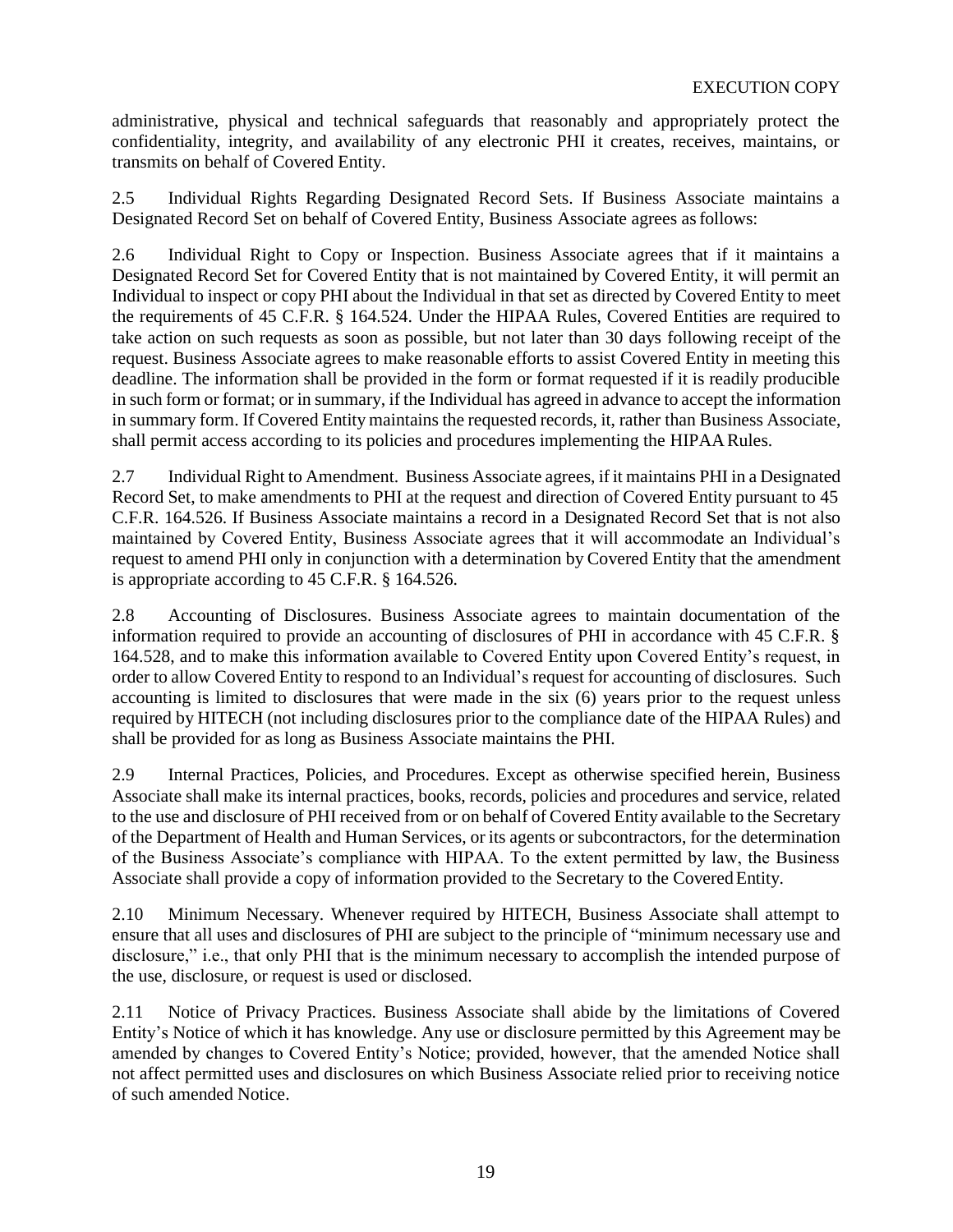administrative, physical and technical safeguards that reasonably and appropriately protect the confidentiality, integrity, and availability of any electronic PHI it creates, receives, maintains, or transmits on behalf of Covered Entity.

2.5 Individual Rights Regarding Designated Record Sets. If Business Associate maintains a Designated Record Set on behalf of Covered Entity, Business Associate agrees as follows:

2.6 Individual Right to Copy or Inspection. Business Associate agrees that if it maintains a Designated Record Set for Covered Entity that is not maintained by Covered Entity, it will permit an Individual to inspect or copy PHI about the Individual in that set as directed by Covered Entity to meet the requirements of 45 C.F.R. § 164.524. Under the HIPAA Rules, Covered Entities are required to take action on such requests as soon as possible, but not later than 30 days following receipt of the request. Business Associate agrees to make reasonable efforts to assist Covered Entity in meeting this deadline. The information shall be provided in the form or format requested if it is readily producible in such form or format; or in summary, if the Individual has agreed in advance to accept the information in summary form. If Covered Entity maintains the requested records, it, rather than Business Associate, shall permit access according to its policies and procedures implementing the HIPAA Rules.

2.7 Individual Right to Amendment. Business Associate agrees, if it maintains PHI in a Designated Record Set, to make amendments to PHI at the request and direction of Covered Entity pursuant to 45 C.F.R. 164.526. If Business Associate maintains a record in a Designated Record Set that is not also maintained by Covered Entity, Business Associate agrees that it will accommodate an Individual's request to amend PHI only in conjunction with a determination by Covered Entity that the amendment is appropriate according to 45 C.F.R. § 164.526.

2.8 Accounting of Disclosures. Business Associate agrees to maintain documentation of the information required to provide an accounting of disclosures of PHI in accordance with 45 C.F.R. § 164.528, and to make this information available to Covered Entity upon Covered Entity's request, in order to allow Covered Entity to respond to an Individual's request for accounting of disclosures. Such accounting is limited to disclosures that were made in the six (6) years prior to the request unless required by HITECH (not including disclosures prior to the compliance date of the HIPAA Rules) and shall be provided for as long as Business Associate maintains the PHI.

2.9 Internal Practices, Policies, and Procedures. Except as otherwise specified herein, Business Associate shall make its internal practices, books, records, policies and procedures and service, related to the use and disclosure of PHI received from or on behalf of Covered Entity available to the Secretary of the Department of Health and Human Services, or its agents or subcontractors, for the determination of the Business Associate's compliance with HIPAA. To the extent permitted by law, the Business Associate shall provide a copy of information provided to the Secretary to the Covered Entity.

2.10 Minimum Necessary. Whenever required by HITECH, Business Associate shall attempt to ensure that all uses and disclosures of PHI are subject to the principle of "minimum necessary use and disclosure," i.e., that only PHI that is the minimum necessary to accomplish the intended purpose of the use, disclosure, or request is used or disclosed.

2.11 Notice of Privacy Practices. Business Associate shall abide by the limitations of Covered Entity's Notice of which it has knowledge. Any use or disclosure permitted by this Agreement may be amended by changes to Covered Entity's Notice; provided, however, that the amended Notice shall not affect permitted uses and disclosures on which Business Associate relied prior to receiving notice of such amended Notice.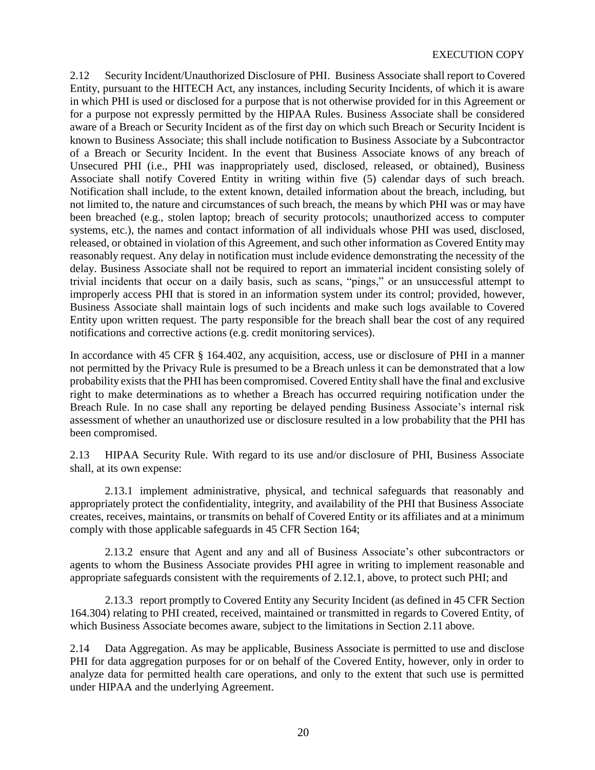2.12 Security Incident/Unauthorized Disclosure of PHI. Business Associate shall report to Covered Entity, pursuant to the HITECH Act, any instances, including Security Incidents, of which it is aware in which PHI is used or disclosed for a purpose that is not otherwise provided for in this Agreement or for a purpose not expressly permitted by the HIPAA Rules. Business Associate shall be considered aware of a Breach or Security Incident as of the first day on which such Breach or Security Incident is known to Business Associate; this shall include notification to Business Associate by a Subcontractor of a Breach or Security Incident. In the event that Business Associate knows of any breach of Unsecured PHI (i.e., PHI was inappropriately used, disclosed, released, or obtained), Business Associate shall notify Covered Entity in writing within five (5) calendar days of such breach. Notification shall include, to the extent known, detailed information about the breach, including, but not limited to, the nature and circumstances of such breach, the means by which PHI was or may have been breached (e.g., stolen laptop; breach of security protocols; unauthorized access to computer systems, etc.), the names and contact information of all individuals whose PHI was used, disclosed, released, or obtained in violation of this Agreement, and such other information as Covered Entity may reasonably request. Any delay in notification must include evidence demonstrating the necessity of the delay. Business Associate shall not be required to report an immaterial incident consisting solely of trivial incidents that occur on a daily basis, such as scans, "pings," or an unsuccessful attempt to improperly access PHI that is stored in an information system under its control; provided, however, Business Associate shall maintain logs of such incidents and make such logs available to Covered Entity upon written request. The party responsible for the breach shall bear the cost of any required notifications and corrective actions (e.g. credit monitoring services).

In accordance with 45 CFR § 164.402, any acquisition, access, use or disclosure of PHI in a manner not permitted by the Privacy Rule is presumed to be a Breach unless it can be demonstrated that a low probability exists that the PHI has been compromised. Covered Entity shall have the final and exclusive right to make determinations as to whether a Breach has occurred requiring notification under the Breach Rule. In no case shall any reporting be delayed pending Business Associate's internal risk assessment of whether an unauthorized use or disclosure resulted in a low probability that the PHI has been compromised.

2.13 HIPAA Security Rule. With regard to its use and/or disclosure of PHI, Business Associate shall, at its own expense:

2.13.1 implement administrative, physical, and technical safeguards that reasonably and appropriately protect the confidentiality, integrity, and availability of the PHI that Business Associate creates, receives, maintains, or transmits on behalf of Covered Entity or its affiliates and at a minimum comply with those applicable safeguards in 45 CFR Section 164;

2.13.2 ensure that Agent and any and all of Business Associate's other subcontractors or agents to whom the Business Associate provides PHI agree in writing to implement reasonable and appropriate safeguards consistent with the requirements of 2.12.1, above, to protect such PHI; and

2.13.3 report promptly to Covered Entity any Security Incident (as defined in 45 CFR Section 164.304) relating to PHI created, received, maintained or transmitted in regards to Covered Entity, of which Business Associate becomes aware, subject to the limitations in Section 2.11 above.

2.14 Data Aggregation. As may be applicable, Business Associate is permitted to use and disclose PHI for data aggregation purposes for or on behalf of the Covered Entity, however, only in order to analyze data for permitted health care operations, and only to the extent that such use is permitted under HIPAA and the underlying Agreement.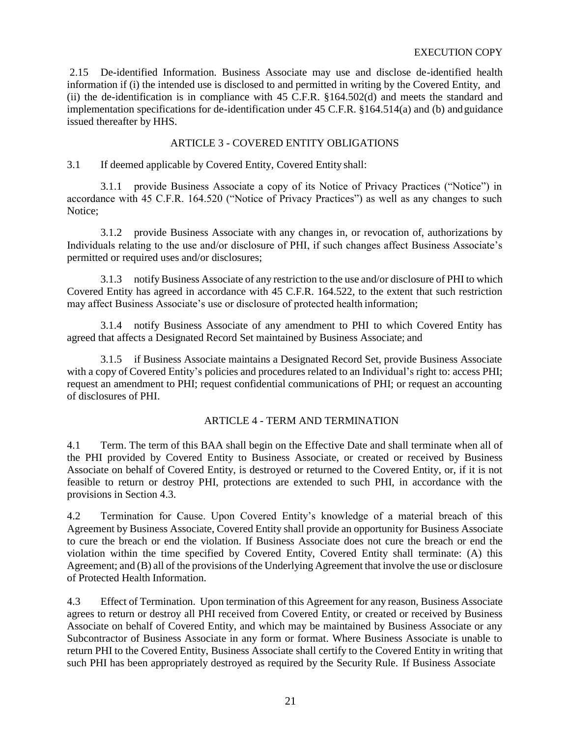2.15 De-identified Information. Business Associate may use and disclose de-identified health information if (i) the intended use is disclosed to and permitted in writing by the Covered Entity, and (ii) the de-identification is in compliance with 45 C.F.R. §164.502(d) and meets the standard and implementation specifications for de-identification under 45 C.F.R. §164.514(a) and (b) and guidance issued thereafter by HHS.

## ARTICLE 3 - COVERED ENTITY OBLIGATIONS

3.1 If deemed applicable by Covered Entity, Covered Entity shall:

3.1.1 provide Business Associate a copy of its Notice of Privacy Practices ("Notice") in accordance with 45 C.F.R. 164.520 ("Notice of Privacy Practices") as well as any changes to such Notice;

3.1.2 provide Business Associate with any changes in, or revocation of, authorizations by Individuals relating to the use and/or disclosure of PHI, if such changes affect Business Associate's permitted or required uses and/or disclosures;

3.1.3 notify Business Associate of any restriction to the use and/or disclosure of PHI to which Covered Entity has agreed in accordance with 45 C.F.R. 164.522, to the extent that such restriction may affect Business Associate's use or disclosure of protected health information;

3.1.4 notify Business Associate of any amendment to PHI to which Covered Entity has agreed that affects a Designated Record Set maintained by Business Associate; and

3.1.5 if Business Associate maintains a Designated Record Set, provide Business Associate with a copy of Covered Entity's policies and procedures related to an Individual's right to: access PHI; request an amendment to PHI; request confidential communications of PHI; or request an accounting of disclosures of PHI.

## ARTICLE 4 - TERM AND TERMINATION

4.1 Term. The term of this BAA shall begin on the Effective Date and shall terminate when all of the PHI provided by Covered Entity to Business Associate, or created or received by Business Associate on behalf of Covered Entity, is destroyed or returned to the Covered Entity, or, if it is not feasible to return or destroy PHI, protections are extended to such PHI, in accordance with the provisions in Section 4.3.

4.2 Termination for Cause. Upon Covered Entity's knowledge of a material breach of this Agreement by Business Associate, Covered Entity shall provide an opportunity for Business Associate to cure the breach or end the violation. If Business Associate does not cure the breach or end the violation within the time specified by Covered Entity, Covered Entity shall terminate: (A) this Agreement; and (B) all of the provisions of the Underlying Agreement that involve the use or disclosure of Protected Health Information.

4.3 Effect of Termination. Upon termination of this Agreement for any reason, Business Associate agrees to return or destroy all PHI received from Covered Entity, or created or received by Business Associate on behalf of Covered Entity, and which may be maintained by Business Associate or any Subcontractor of Business Associate in any form or format. Where Business Associate is unable to return PHI to the Covered Entity, Business Associate shall certify to the Covered Entity in writing that such PHI has been appropriately destroyed as required by the Security Rule. If Business Associate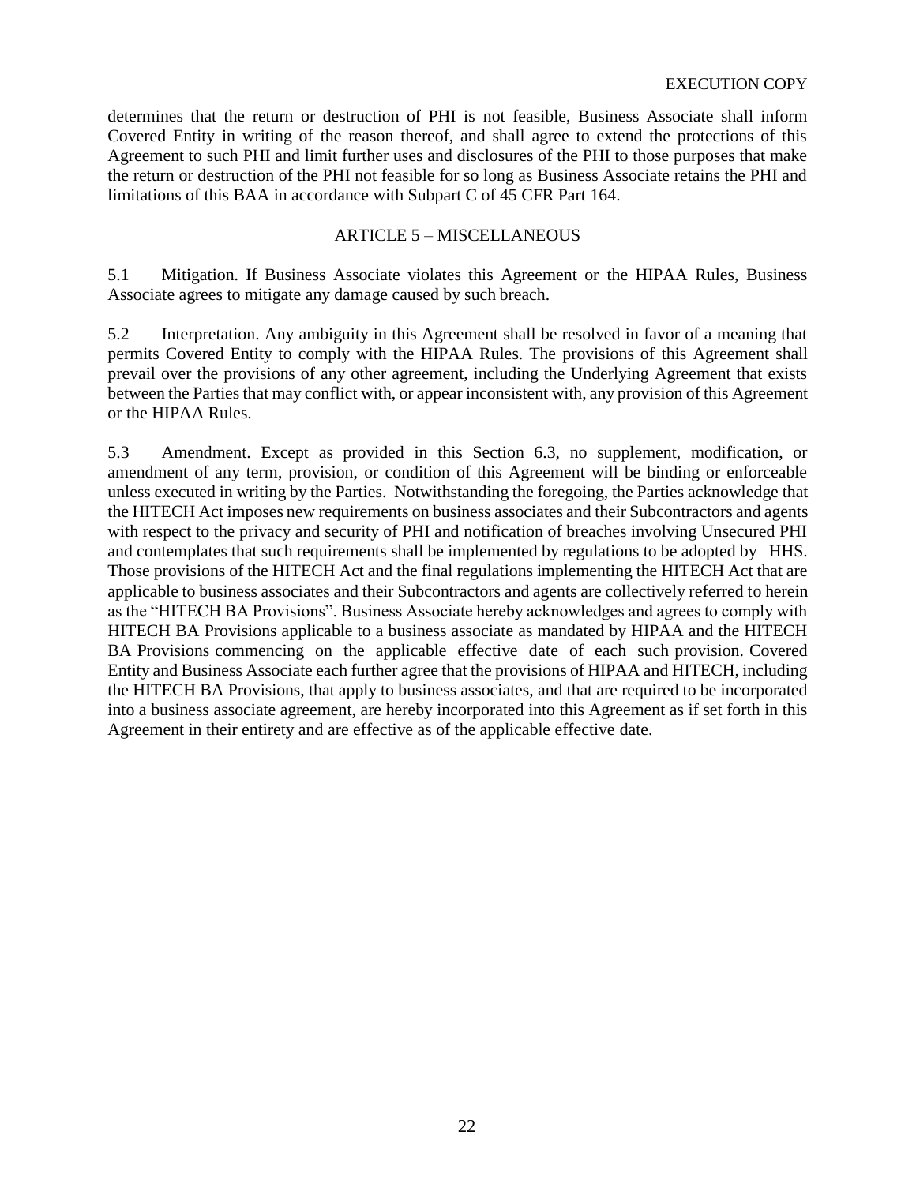determines that the return or destruction of PHI is not feasible, Business Associate shall inform Covered Entity in writing of the reason thereof, and shall agree to extend the protections of this Agreement to such PHI and limit further uses and disclosures of the PHI to those purposes that make the return or destruction of the PHI not feasible for so long as Business Associate retains the PHI and limitations of this BAA in accordance with Subpart C of 45 CFR Part 164.

## ARTICLE 5 – MISCELLANEOUS

5.1 Mitigation. If Business Associate violates this Agreement or the HIPAA Rules, Business Associate agrees to mitigate any damage caused by such breach.

5.2 Interpretation. Any ambiguity in this Agreement shall be resolved in favor of a meaning that permits Covered Entity to comply with the HIPAA Rules. The provisions of this Agreement shall prevail over the provisions of any other agreement, including the Underlying Agreement that exists between the Parties that may conflict with, or appear inconsistent with, any provision of this Agreement or the HIPAA Rules.

5.3 Amendment. Except as provided in this Section 6.3, no supplement, modification, or amendment of any term, provision, or condition of this Agreement will be binding or enforceable unless executed in writing by the Parties. Notwithstanding the foregoing, the Parties acknowledge that the HITECH Act imposes new requirements on business associates and their Subcontractors and agents with respect to the privacy and security of PHI and notification of breaches involving Unsecured PHI and contemplates that such requirements shall be implemented by regulations to be adopted by HHS. Those provisions of the HITECH Act and the final regulations implementing the HITECH Act that are applicable to business associates and their Subcontractors and agents are collectively referred to herein as the "HITECH BA Provisions". Business Associate hereby acknowledges and agrees to comply with HITECH BA Provisions applicable to a business associate as mandated by HIPAA and the HITECH BA Provisions commencing on the applicable effective date of each such provision. Covered Entity and Business Associate each further agree that the provisions of HIPAA and HITECH, including the HITECH BA Provisions, that apply to business associates, and that are required to be incorporated into a business associate agreement, are hereby incorporated into this Agreement as if set forth in this Agreement in their entirety and are effective as of the applicable effective date.